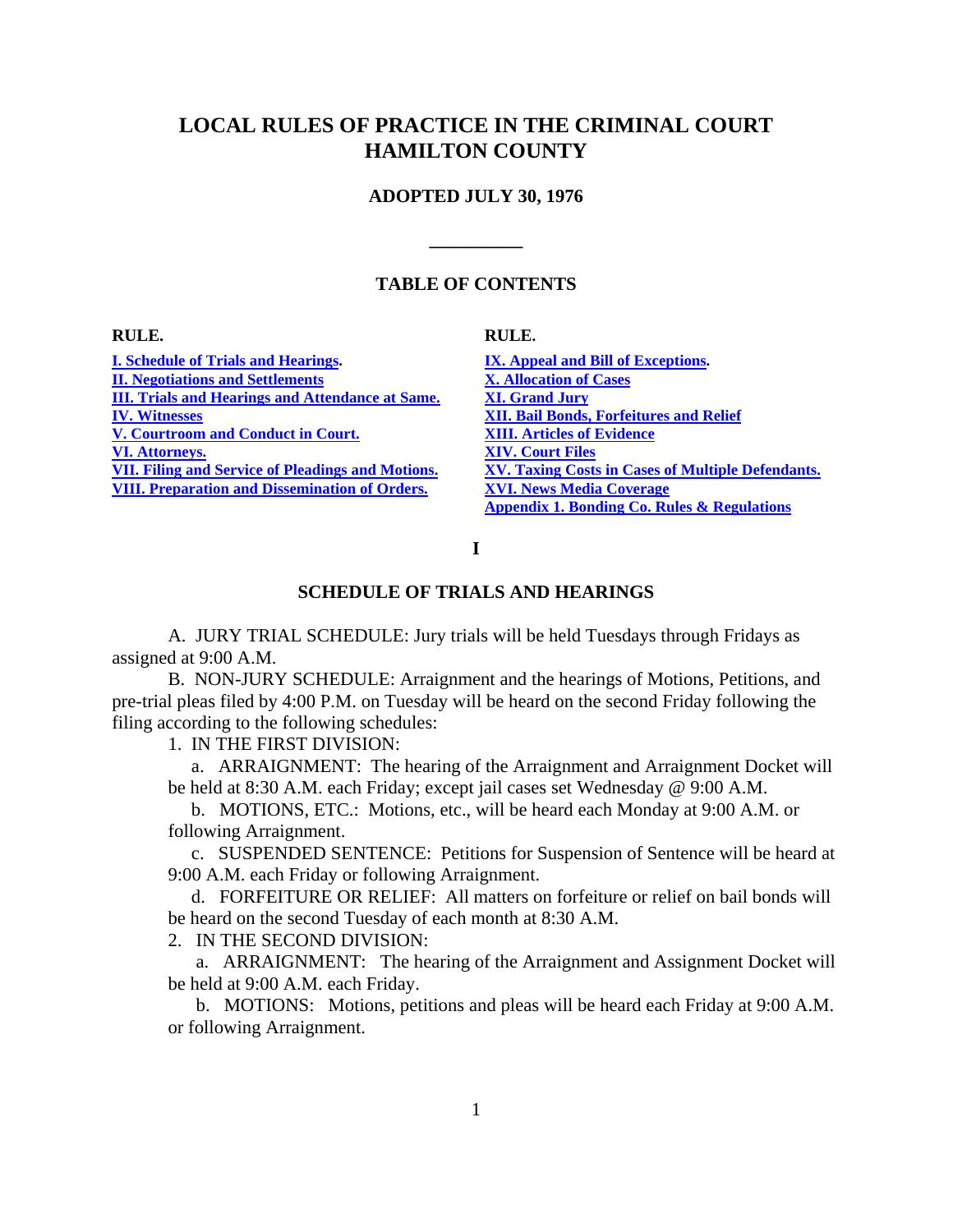# LOCAL RULES OF PRACTICE IN THE CRIMINAL COURT HAMILTON COUNTY

**ADOPTED JULY 30, 1976**

---

## TABLE OF CONTENTS

| RULE. | RULE. |
|---|---|
| I. Schedule of Trials and Hearings. | IX. Appeal and Bill of Exceptions. |
| II. Negotiations and Settlements | X. Allocation of Cases |
| III. Trials and Hearings and Attendance at Same. | XI. Grand Jury |
| IV. Witnesses | XII. Bail Bonds, Forfeitures and Relief |
| V. Courtroom and Conduct in Court. | XIII. Articles of Evidence |
| VI. Attorneys. | XIV. Court Files |
| VII. Filing and Service of Pleadings and Motions. | XV. Taxing Costs in Cases of Multiple Defendants. |
| VIII. Preparation and Dissemination of Orders. | XVI. News Media Coverage |
| | Appendix 1. Bonding Co. Rules & Regulations |

## I

## SCHEDULE OF TRIALS AND HEARINGS

A. JURY TRIAL SCHEDULE: Jury trials will be held Tuesdays through Fridays as assigned at 9:00 A.M.

B. NON-JURY SCHEDULE: Arraignment and the hearings of Motions, Petitions, and pre-trial pleas filed by 4:00 P.M. on Tuesday will be heard on the second Friday following the filing according to the following schedules:

1. IN THE FIRST DIVISION:

   a. ARRAIGNMENT: The hearing of the Arraignment and Arraignment Docket will be held at 8:30 A.M. each Friday; except jail cases set Wednesday @ 9:00 A.M.

   b. MOTIONS, ETC.: Motions, etc., will be heard each Monday at 9:00 A.M. or following Arraignment.

   c. SUSPENDED SENTENCE: Petitions for Suspension of Sentence will be heard at 9:00 A.M. each Friday or following Arraignment.

   d. FORFEITURE OR RELIEF: All matters on forfeiture or relief on bail bonds will be heard on the second Tuesday of each month at 8:30 A.M.

2. IN THE SECOND DIVISION:

   a. ARRAIGNMENT: The hearing of the Arraignment and Assignment Docket will be held at 9:00 A.M. each Friday.

   b. MOTIONS: Motions, petitions and pleas will be heard each Friday at 9:00 A.M. or following Arraignment.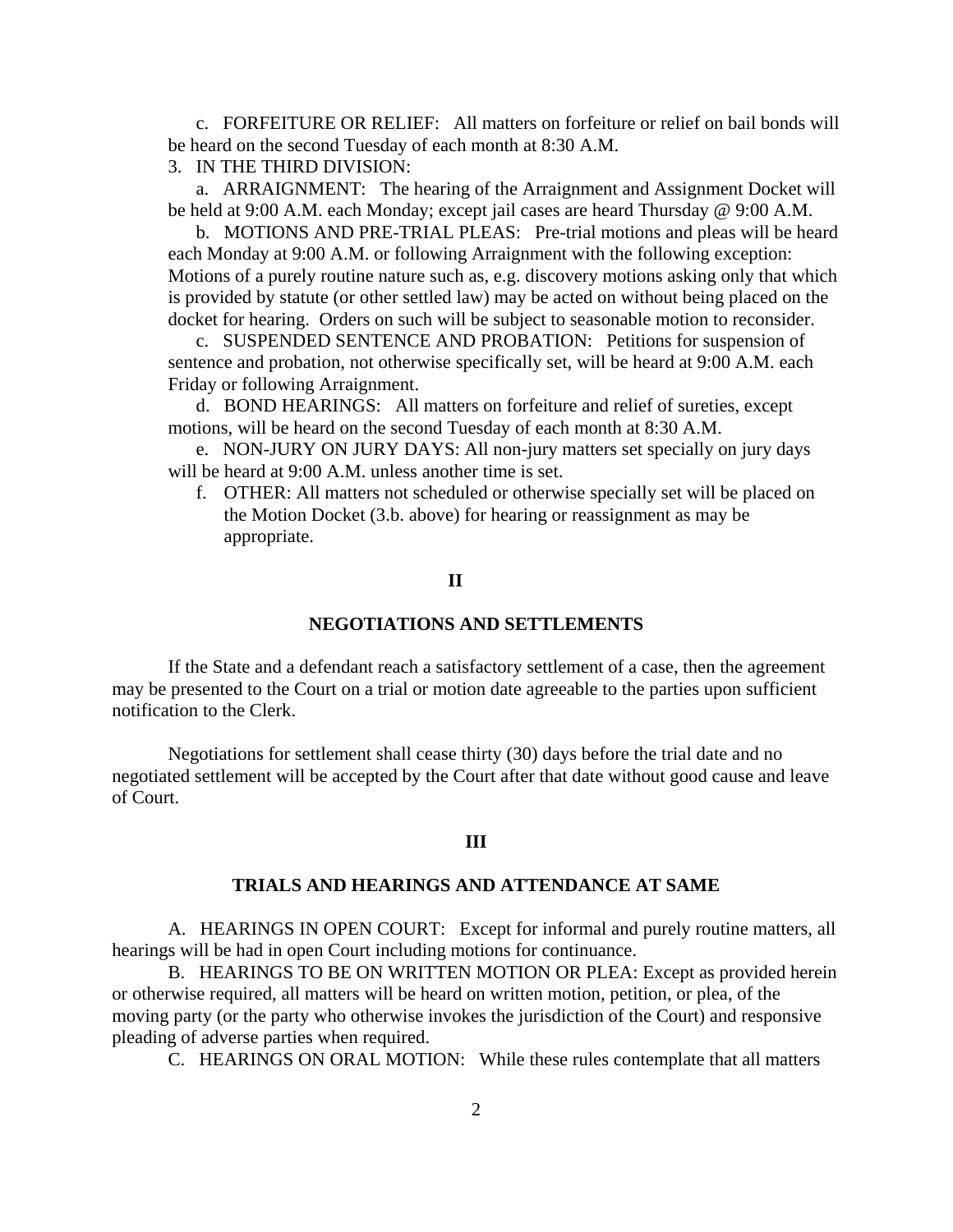c. FORFEITURE OR RELIEF: All matters on forfeiture or relief on bail bonds will be heard on the second Tuesday of each month at 8:30 A.M.

3. IN THE THIRD DIVISION:

a. ARRAIGNMENT: The hearing of the Arraignment and Assignment Docket will be held at 9:00 A.M. each Monday; except jail cases are heard Thursday @ 9:00 A.M.

b. MOTIONS AND PRE-TRIAL PLEAS: Pre-trial motions and pleas will be heard each Monday at 9:00 A.M. or following Arraignment with the following exception: Motions of a purely routine nature such as, e.g. discovery motions asking only that which is provided by statute (or other settled law) may be acted on without being placed on the docket for hearing. Orders on such will be subject to seasonable motion to reconsider.

c. SUSPENDED SENTENCE AND PROBATION: Petitions for suspension of sentence and probation, not otherwise specifically set, will be heard at 9:00 A.M. each Friday or following Arraignment.

d. BOND HEARINGS: All matters on forfeiture and relief of sureties, except motions, will be heard on the second Tuesday of each month at 8:30 A.M.

e. NON-JURY ON JURY DAYS: All non-jury matters set specially on jury days will be heard at 9:00 A.M. unless another time is set.

f. OTHER: All matters not scheduled or otherwise specially set will be placed on the Motion Docket (3.b. above) for hearing or reassignment as may be appropriate.

## II

## NEGOTIATIONS AND SETTLEMENTS

If the State and a defendant reach a satisfactory settlement of a case, then the agreement may be presented to the Court on a trial or motion date agreeable to the parties upon sufficient notification to the Clerk.

Negotiations for settlement shall cease thirty (30) days before the trial date and no negotiated settlement will be accepted by the Court after that date without good cause and leave of Court.

## III

## TRIALS AND HEARINGS AND ATTENDANCE AT SAME

A. HEARINGS IN OPEN COURT: Except for informal and purely routine matters, all hearings will be had in open Court including motions for continuance.

B. HEARINGS TO BE ON WRITTEN MOTION OR PLEA: Except as provided herein or otherwise required, all matters will be heard on written motion, petition, or plea, of the moving party (or the party who otherwise invokes the jurisdiction of the Court) and responsive pleading of adverse parties when required.

C. HEARINGS ON ORAL MOTION: While these rules contemplate that all matters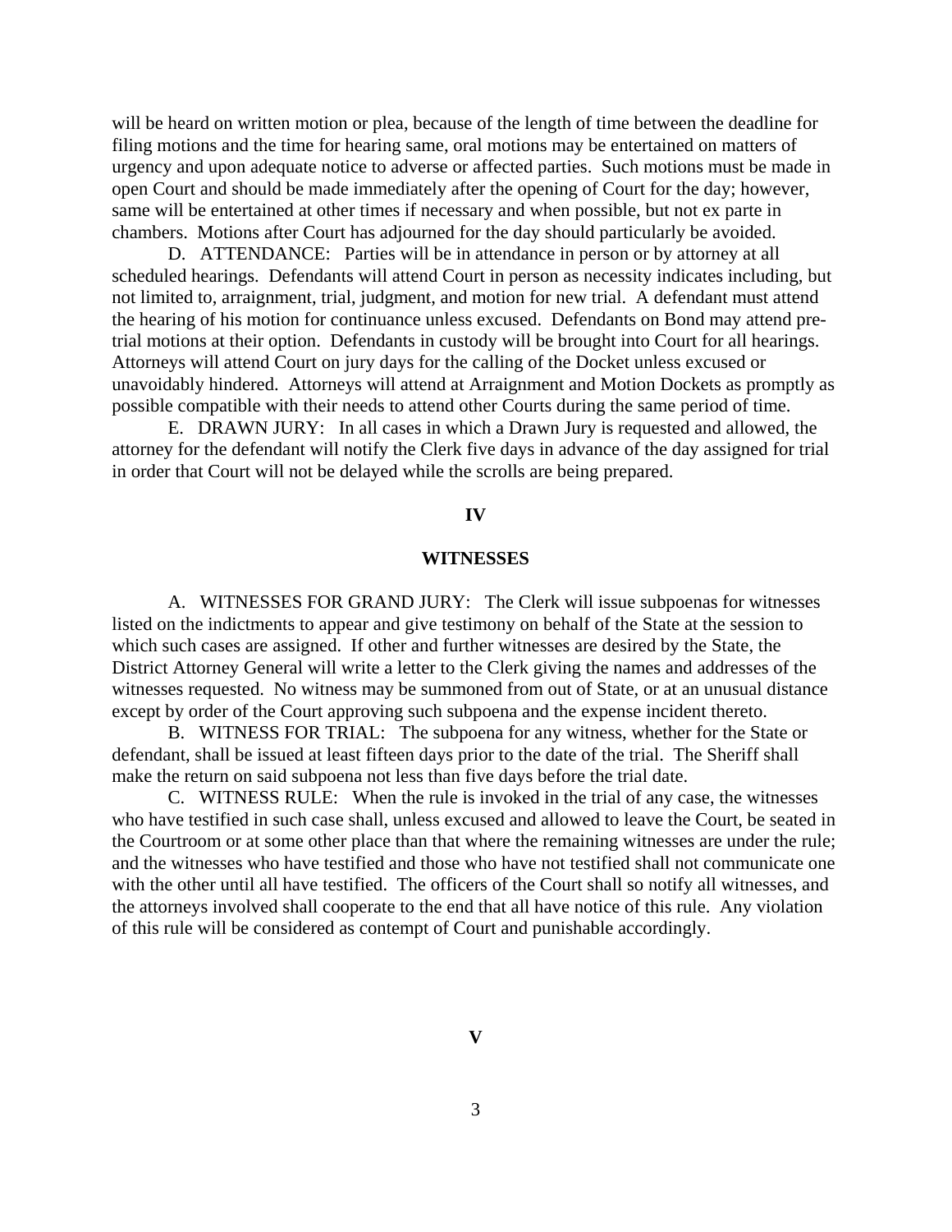will be heard on written motion or plea, because of the length of time between the deadline for filing motions and the time for hearing same, oral motions may be entertained on matters of urgency and upon adequate notice to adverse or affected parties. Such motions must be made in open Court and should be made immediately after the opening of Court for the day; however, same will be entertained at other times if necessary and when possible, but not ex parte in chambers. Motions after Court has adjourned for the day should particularly be avoided.

D. ATTENDANCE: Parties will be in attendance in person or by attorney at all scheduled hearings. Defendants will attend Court in person as necessity indicates including, but not limited to, arraignment, trial, judgment, and motion for new trial. A defendant must attend the hearing of his motion for continuance unless excused. Defendants on Bond may attend pre-trial motions at their option. Defendants in custody will be brought into Court for all hearings. Attorneys will attend Court on jury days for the calling of the Docket unless excused or unavoidably hindered. Attorneys will attend at Arraignment and Motion Dockets as promptly as possible compatible with their needs to attend other Courts during the same period of time.

E. DRAWN JURY: In all cases in which a Drawn Jury is requested and allowed, the attorney for the defendant will notify the Clerk five days in advance of the day assigned for trial in order that Court will not be delayed while the scrolls are being prepared.

## IV

## WITNESSES

A. WITNESSES FOR GRAND JURY: The Clerk will issue subpoenas for witnesses listed on the indictments to appear and give testimony on behalf of the State at the session to which such cases are assigned. If other and further witnesses are desired by the State, the District Attorney General will write a letter to the Clerk giving the names and addresses of the witnesses requested. No witness may be summoned from out of State, or at an unusual distance except by order of the Court approving such subpoena and the expense incident thereto.

B. WITNESS FOR TRIAL: The subpoena for any witness, whether for the State or defendant, shall be issued at least fifteen days prior to the date of the trial. The Sheriff shall make the return on said subpoena not less than five days before the trial date.

C. WITNESS RULE: When the rule is invoked in the trial of any case, the witnesses who have testified in such case shall, unless excused and allowed to leave the Court, be seated in the Courtroom or at some other place than that where the remaining witnesses are under the rule; and the witnesses who have testified and those who have not testified shall not communicate one with the other until all have testified. The officers of the Court shall so notify all witnesses, and the attorneys involved shall cooperate to the end that all have notice of this rule. Any violation of this rule will be considered as contempt of Court and punishable accordingly.

## V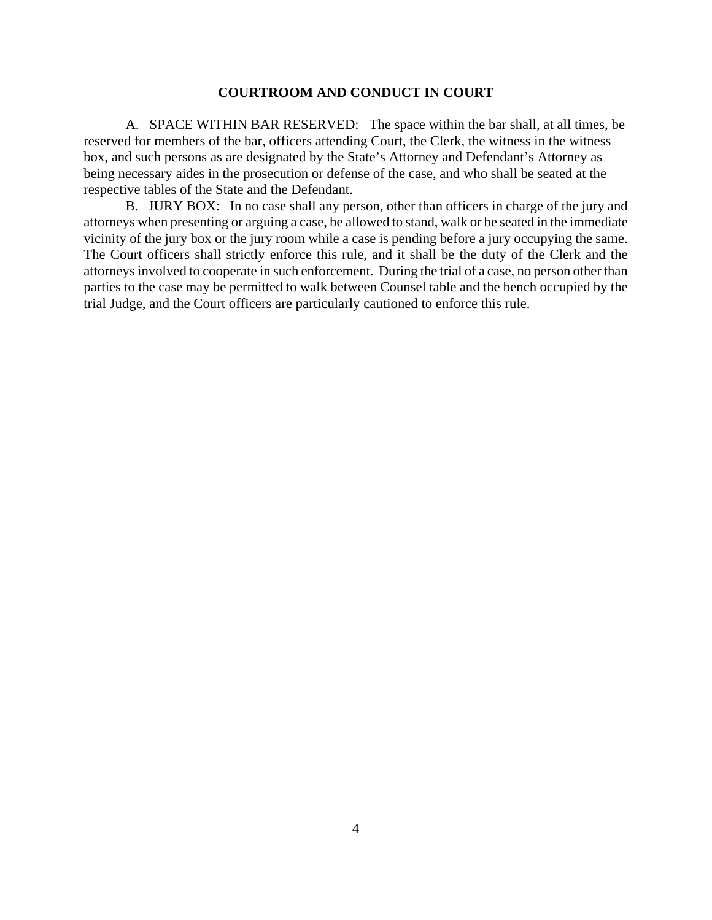## COURTROOM AND CONDUCT IN COURT

A. SPACE WITHIN BAR RESERVED: The space within the bar shall, at all times, be reserved for members of the bar, officers attending Court, the Clerk, the witness in the witness box, and such persons as are designated by the State's Attorney and Defendant's Attorney as being necessary aides in the prosecution or defense of the case, and who shall be seated at the respective tables of the State and the Defendant.

B. JURY BOX: In no case shall any person, other than officers in charge of the jury and attorneys when presenting or arguing a case, be allowed to stand, walk or be seated in the immediate vicinity of the jury box or the jury room while a case is pending before a jury occupying the same. The Court officers shall strictly enforce this rule, and it shall be the duty of the Clerk and the attorneys involved to cooperate in such enforcement. During the trial of a case, no person other than parties to the case may be permitted to walk between Counsel table and the bench occupied by the trial Judge, and the Court officers are particularly cautioned to enforce this rule.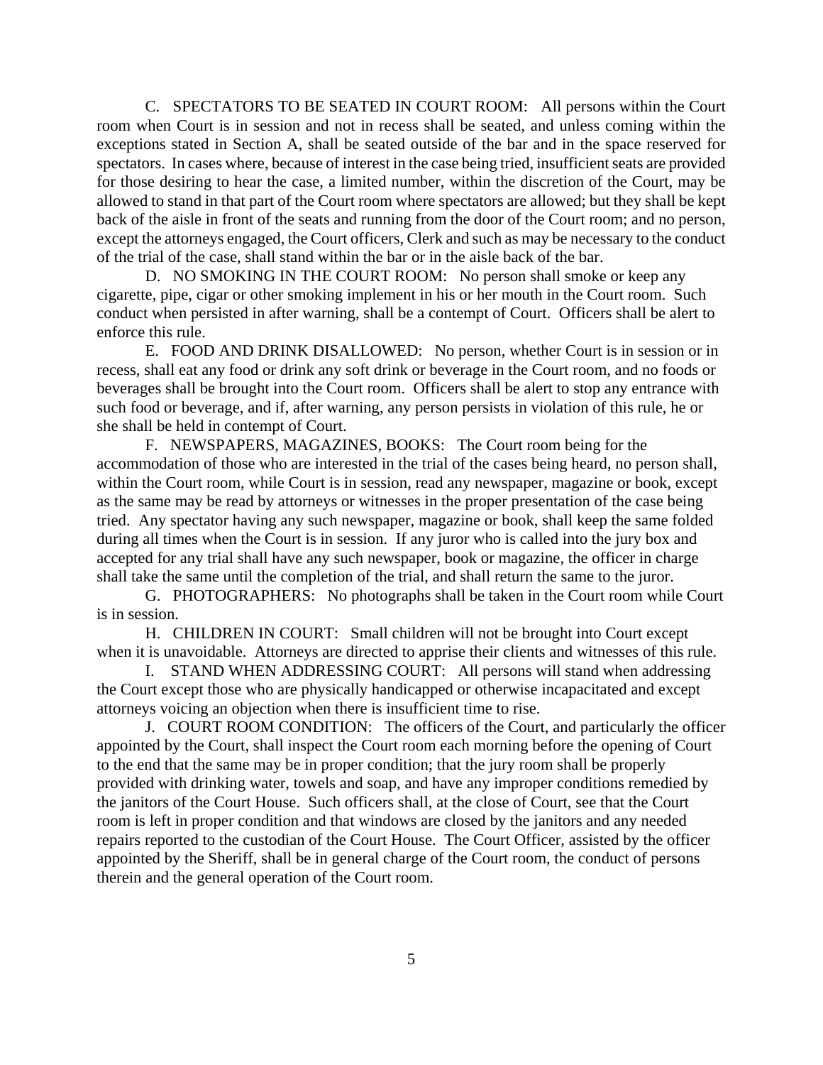C. SPECTATORS TO BE SEATED IN COURT ROOM: All persons within the Court room when Court is in session and not in recess shall be seated, and unless coming within the exceptions stated in Section A, shall be seated outside of the bar and in the space reserved for spectators. In cases where, because of interest in the case being tried, insufficient seats are provided for those desiring to hear the case, a limited number, within the discretion of the Court, may be allowed to stand in that part of the Court room where spectators are allowed; but they shall be kept back of the aisle in front of the seats and running from the door of the Court room; and no person, except the attorneys engaged, the Court officers, Clerk and such as may be necessary to the conduct of the trial of the case, shall stand within the bar or in the aisle back of the bar.

D. NO SMOKING IN THE COURT ROOM: No person shall smoke or keep any cigarette, pipe, cigar or other smoking implement in his or her mouth in the Court room. Such conduct when persisted in after warning, shall be a contempt of Court. Officers shall be alert to enforce this rule.

E. FOOD AND DRINK DISALLOWED: No person, whether Court is in session or in recess, shall eat any food or drink any soft drink or beverage in the Court room, and no foods or beverages shall be brought into the Court room. Officers shall be alert to stop any entrance with such food or beverage, and if, after warning, any person persists in violation of this rule, he or she shall be held in contempt of Court.

F. NEWSPAPERS, MAGAZINES, BOOKS: The Court room being for the accommodation of those who are interested in the trial of the cases being heard, no person shall, within the Court room, while Court is in session, read any newspaper, magazine or book, except as the same may be read by attorneys or witnesses in the proper presentation of the case being tried. Any spectator having any such newspaper, magazine or book, shall keep the same folded during all times when the Court is in session. If any juror who is called into the jury box and accepted for any trial shall have any such newspaper, book or magazine, the officer in charge shall take the same until the completion of the trial, and shall return the same to the juror.

G. PHOTOGRAPHERS: No photographs shall be taken in the Court room while Court is in session.

H. CHILDREN IN COURT: Small children will not be brought into Court except when it is unavoidable. Attorneys are directed to apprise their clients and witnesses of this rule.

I. STAND WHEN ADDRESSING COURT: All persons will stand when addressing the Court except those who are physically handicapped or otherwise incapacitated and except attorneys voicing an objection when there is insufficient time to rise.

J. COURT ROOM CONDITION: The officers of the Court, and particularly the officer appointed by the Court, shall inspect the Court room each morning before the opening of Court to the end that the same may be in proper condition; that the jury room shall be properly provided with drinking water, towels and soap, and have any improper conditions remedied by the janitors of the Court House. Such officers shall, at the close of Court, see that the Court room is left in proper condition and that windows are closed by the janitors and any needed repairs reported to the custodian of the Court House. The Court Officer, assisted by the officer appointed by the Sheriff, shall be in general charge of the Court room, the conduct of persons therein and the general operation of the Court room.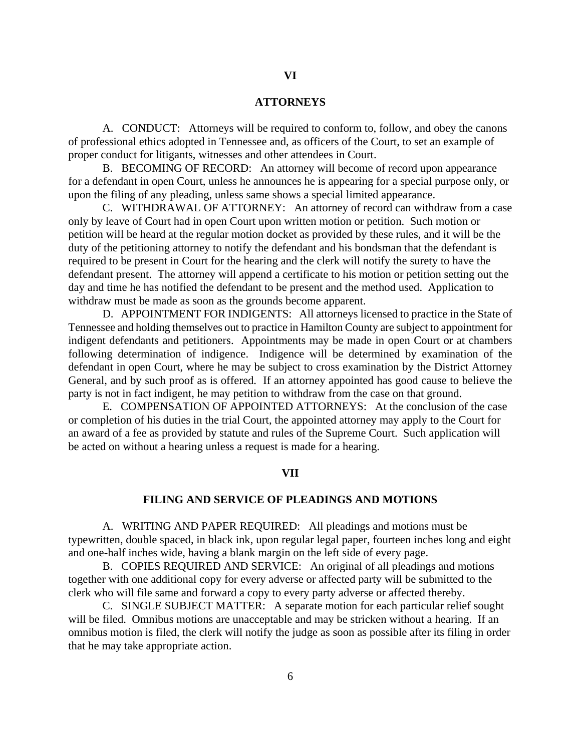## VI

## ATTORNEYS

A. CONDUCT: Attorneys will be required to conform to, follow, and obey the canons of professional ethics adopted in Tennessee and, as officers of the Court, to set an example of proper conduct for litigants, witnesses and other attendees in Court.

B. BECOMING OF RECORD: An attorney will become of record upon appearance for a defendant in open Court, unless he announces he is appearing for a special purpose only, or upon the filing of any pleading, unless same shows a special limited appearance.

C. WITHDRAWAL OF ATTORNEY: An attorney of record can withdraw from a case only by leave of Court had in open Court upon written motion or petition. Such motion or petition will be heard at the regular motion docket as provided by these rules, and it will be the duty of the petitioning attorney to notify the defendant and his bondsman that the defendant is required to be present in Court for the hearing and the clerk will notify the surety to have the defendant present. The attorney will append a certificate to his motion or petition setting out the day and time he has notified the defendant to be present and the method used. Application to withdraw must be made as soon as the grounds become apparent.

D. APPOINTMENT FOR INDIGENTS: All attorneys licensed to practice in the State of Tennessee and holding themselves out to practice in Hamilton County are subject to appointment for indigent defendants and petitioners. Appointments may be made in open Court or at chambers following determination of indigence. Indigence will be determined by examination of the defendant in open Court, where he may be subject to cross examination by the District Attorney General, and by such proof as is offered. If an attorney appointed has good cause to believe the party is not in fact indigent, he may petition to withdraw from the case on that ground.

E. COMPENSATION OF APPOINTED ATTORNEYS: At the conclusion of the case or completion of his duties in the trial Court, the appointed attorney may apply to the Court for an award of a fee as provided by statute and rules of the Supreme Court. Such application will be acted on without a hearing unless a request is made for a hearing.

## VII

## FILING AND SERVICE OF PLEADINGS AND MOTIONS

A. WRITING AND PAPER REQUIRED: All pleadings and motions must be typewritten, double spaced, in black ink, upon regular legal paper, fourteen inches long and eight and one-half inches wide, having a blank margin on the left side of every page.

B. COPIES REQUIRED AND SERVICE: An original of all pleadings and motions together with one additional copy for every adverse or affected party will be submitted to the clerk who will file same and forward a copy to every party adverse or affected thereby.

C. SINGLE SUBJECT MATTER: A separate motion for each particular relief sought will be filed. Omnibus motions are unacceptable and may be stricken without a hearing. If an omnibus motion is filed, the clerk will notify the judge as soon as possible after its filing in order that he may take appropriate action.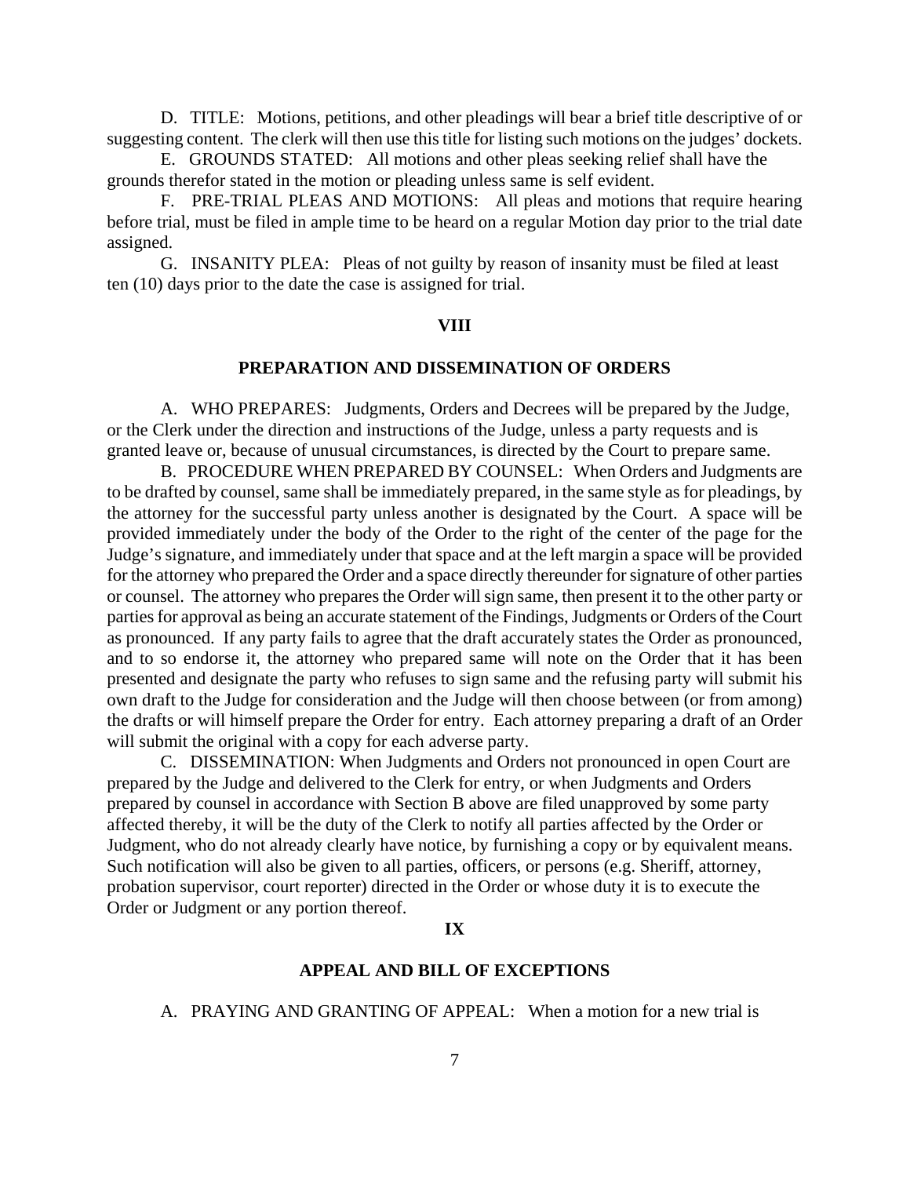D. TITLE: Motions, petitions, and other pleadings will bear a brief title descriptive of or suggesting content. The clerk will then use this title for listing such motions on the judges' dockets.

E. GROUNDS STATED: All motions and other pleas seeking relief shall have the grounds therefor stated in the motion or pleading unless same is self evident.

F. PRE-TRIAL PLEAS AND MOTIONS: All pleas and motions that require hearing before trial, must be filed in ample time to be heard on a regular Motion day prior to the trial date assigned.

G. INSANITY PLEA: Pleas of not guilty by reason of insanity must be filed at least ten (10) days prior to the date the case is assigned for trial.

## VIII

## PREPARATION AND DISSEMINATION OF ORDERS

A. WHO PREPARES: Judgments, Orders and Decrees will be prepared by the Judge, or the Clerk under the direction and instructions of the Judge, unless a party requests and is granted leave or, because of unusual circumstances, is directed by the Court to prepare same.

B. PROCEDURE WHEN PREPARED BY COUNSEL: When Orders and Judgments are to be drafted by counsel, same shall be immediately prepared, in the same style as for pleadings, by the attorney for the successful party unless another is designated by the Court. A space will be provided immediately under the body of the Order to the right of the center of the page for the Judge's signature, and immediately under that space and at the left margin a space will be provided for the attorney who prepared the Order and a space directly thereunder for signature of other parties or counsel. The attorney who prepares the Order will sign same, then present it to the other party or parties for approval as being an accurate statement of the Findings, Judgments or Orders of the Court as pronounced. If any party fails to agree that the draft accurately states the Order as pronounced, and to so endorse it, the attorney who prepared same will note on the Order that it has been presented and designate the party who refuses to sign same and the refusing party will submit his own draft to the Judge for consideration and the Judge will then choose between (or from among) the drafts or will himself prepare the Order for entry. Each attorney preparing a draft of an Order will submit the original with a copy for each adverse party.

C. DISSEMINATION: When Judgments and Orders not pronounced in open Court are prepared by the Judge and delivered to the Clerk for entry, or when Judgments and Orders prepared by counsel in accordance with Section B above are filed unapproved by some party affected thereby, it will be the duty of the Clerk to notify all parties affected by the Order or Judgment, who do not already clearly have notice, by furnishing a copy or by equivalent means. Such notification will also be given to all parties, officers, or persons (e.g. Sheriff, attorney, probation supervisor, court reporter) directed in the Order or whose duty it is to execute the Order or Judgment or any portion thereof.

## IX

## APPEAL AND BILL OF EXCEPTIONS

A. PRAYING AND GRANTING OF APPEAL: When a motion for a new trial is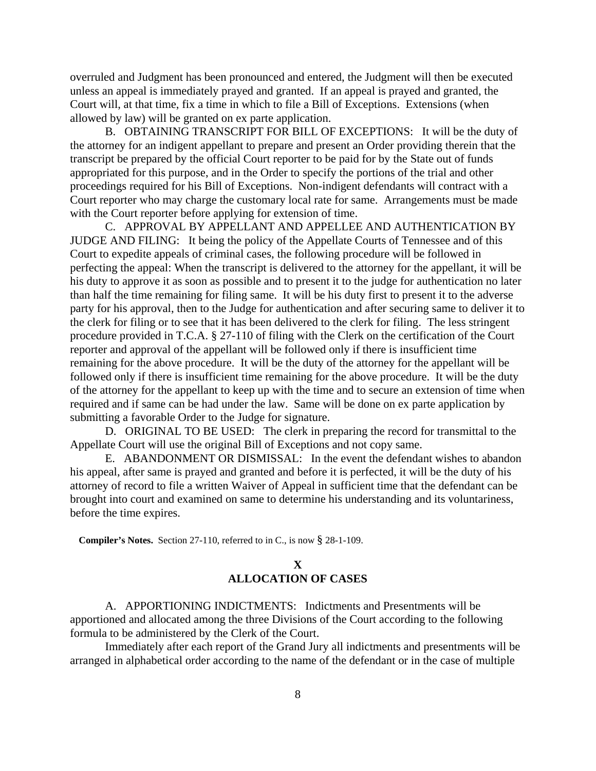overruled and Judgment has been pronounced and entered, the Judgment will then be executed unless an appeal is immediately prayed and granted. If an appeal is prayed and granted, the Court will, at that time, fix a time in which to file a Bill of Exceptions. Extensions (when allowed by law) will be granted on ex parte application.

B. OBTAINING TRANSCRIPT FOR BILL OF EXCEPTIONS: It will be the duty of the attorney for an indigent appellant to prepare and present an Order providing therein that the transcript be prepared by the official Court reporter to be paid for by the State out of funds appropriated for this purpose, and in the Order to specify the portions of the trial and other proceedings required for his Bill of Exceptions. Non-indigent defendants will contract with a Court reporter who may charge the customary local rate for same. Arrangements must be made with the Court reporter before applying for extension of time.

C. APPROVAL BY APPELLANT AND APPELLEE AND AUTHENTICATION BY JUDGE AND FILING: It being the policy of the Appellate Courts of Tennessee and of this Court to expedite appeals of criminal cases, the following procedure will be followed in perfecting the appeal: When the transcript is delivered to the attorney for the appellant, it will be his duty to approve it as soon as possible and to present it to the judge for authentication no later than half the time remaining for filing same. It will be his duty first to present it to the adverse party for his approval, then to the Judge for authentication and after securing same to deliver it to the clerk for filing or to see that it has been delivered to the clerk for filing. The less stringent procedure provided in T.C.A. § 27-110 of filing with the Clerk on the certification of the Court reporter and approval of the appellant will be followed only if there is insufficient time remaining for the above procedure. It will be the duty of the attorney for the appellant will be followed only if there is insufficient time remaining for the above procedure. It will be the duty of the attorney for the appellant to keep up with the time and to secure an extension of time when required and if same can be had under the law. Same will be done on ex parte application by submitting a favorable Order to the Judge for signature.

D. ORIGINAL TO BE USED: The clerk in preparing the record for transmittal to the Appellate Court will use the original Bill of Exceptions and not copy same.

E. ABANDONMENT OR DISMISSAL: In the event the defendant wishes to abandon his appeal, after same is prayed and granted and before it is perfected, it will be the duty of his attorney of record to file a written Waiver of Appeal in sufficient time that the defendant can be brought into court and examined on same to determine his understanding and its voluntariness, before the time expires.

**Compiler's Notes.** Section 27-110, referred to in C., is now § 28-1-109.

## X
## ALLOCATION OF CASES

A. APPORTIONING INDICTMENTS: Indictments and Presentments will be apportioned and allocated among the three Divisions of the Court according to the following formula to be administered by the Clerk of the Court.

Immediately after each report of the Grand Jury all indictments and presentments will be arranged in alphabetical order according to the name of the defendant or in the case of multiple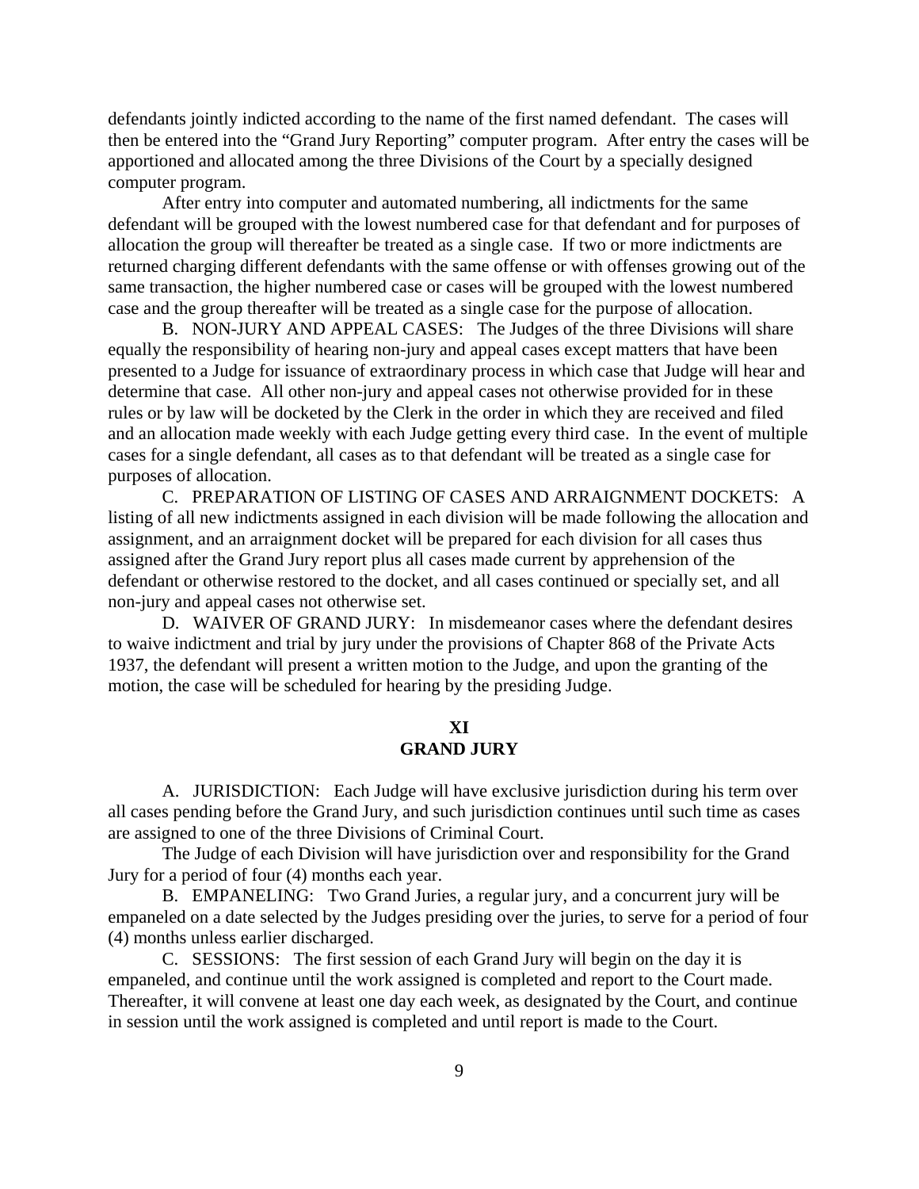defendants jointly indicted according to the name of the first named defendant. The cases will then be entered into the "Grand Jury Reporting" computer program. After entry the cases will be apportioned and allocated among the three Divisions of the Court by a specially designed computer program.

After entry into computer and automated numbering, all indictments for the same defendant will be grouped with the lowest numbered case for that defendant and for purposes of allocation the group will thereafter be treated as a single case. If two or more indictments are returned charging different defendants with the same offense or with offenses growing out of the same transaction, the higher numbered case or cases will be grouped with the lowest numbered case and the group thereafter will be treated as a single case for the purpose of allocation.

B. NON-JURY AND APPEAL CASES: The Judges of the three Divisions will share equally the responsibility of hearing non-jury and appeal cases except matters that have been presented to a Judge for issuance of extraordinary process in which case that Judge will hear and determine that case. All other non-jury and appeal cases not otherwise provided for in these rules or by law will be docketed by the Clerk in the order in which they are received and filed and an allocation made weekly with each Judge getting every third case. In the event of multiple cases for a single defendant, all cases as to that defendant will be treated as a single case for purposes of allocation.

C. PREPARATION OF LISTING OF CASES AND ARRAIGNMENT DOCKETS: A listing of all new indictments assigned in each division will be made following the allocation and assignment, and an arraignment docket will be prepared for each division for all cases thus assigned after the Grand Jury report plus all cases made current by apprehension of the defendant or otherwise restored to the docket, and all cases continued or specially set, and all non-jury and appeal cases not otherwise set.

D. WAIVER OF GRAND JURY: In misdemeanor cases where the defendant desires to waive indictment and trial by jury under the provisions of Chapter 868 of the Private Acts 1937, the defendant will present a written motion to the Judge, and upon the granting of the motion, the case will be scheduled for hearing by the presiding Judge.

## XI
## GRAND JURY

A. JURISDICTION: Each Judge will have exclusive jurisdiction during his term over all cases pending before the Grand Jury, and such jurisdiction continues until such time as cases are assigned to one of the three Divisions of Criminal Court.

The Judge of each Division will have jurisdiction over and responsibility for the Grand Jury for a period of four (4) months each year.

B. EMPANELING: Two Grand Juries, a regular jury, and a concurrent jury will be empaneled on a date selected by the Judges presiding over the juries, to serve for a period of four (4) months unless earlier discharged.

C. SESSIONS: The first session of each Grand Jury will begin on the day it is empaneled, and continue until the work assigned is completed and report to the Court made. Thereafter, it will convene at least one day each week, as designated by the Court, and continue in session until the work assigned is completed and until report is made to the Court.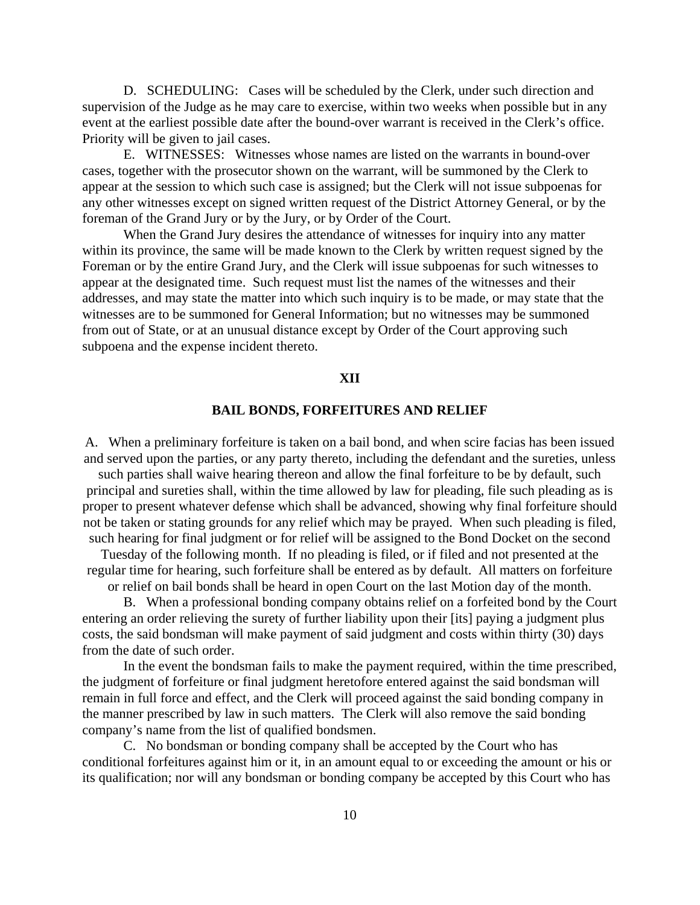D. SCHEDULING: Cases will be scheduled by the Clerk, under such direction and supervision of the Judge as he may care to exercise, within two weeks when possible but in any event at the earliest possible date after the bound-over warrant is received in the Clerk's office. Priority will be given to jail cases.

E. WITNESSES: Witnesses whose names are listed on the warrants in bound-over cases, together with the prosecutor shown on the warrant, will be summoned by the Clerk to appear at the session to which such case is assigned; but the Clerk will not issue subpoenas for any other witnesses except on signed written request of the District Attorney General, or by the foreman of the Grand Jury or by the Jury, or by Order of the Court.

When the Grand Jury desires the attendance of witnesses for inquiry into any matter within its province, the same will be made known to the Clerk by written request signed by the Foreman or by the entire Grand Jury, and the Clerk will issue subpoenas for such witnesses to appear at the designated time. Such request must list the names of the witnesses and their addresses, and may state the matter into which such inquiry is to be made, or may state that the witnesses are to be summoned for General Information; but no witnesses may be summoned from out of State, or at an unusual distance except by Order of the Court approving such subpoena and the expense incident thereto.

## XII

## BAIL BONDS, FORFEITURES AND RELIEF

A. When a preliminary forfeiture is taken on a bail bond, and when scire facias has been issued and served upon the parties, or any party thereto, including the defendant and the sureties, unless such parties shall waive hearing thereon and allow the final forfeiture to be by default, such principal and sureties shall, within the time allowed by law for pleading, file such pleading as is proper to present whatever defense which shall be advanced, showing why final forfeiture should not be taken or stating grounds for any relief which may be prayed. When such pleading is filed, such hearing for final judgment or for relief will be assigned to the Bond Docket on the second Tuesday of the following month. If no pleading is filed, or if filed and not presented at the regular time for hearing, such forfeiture shall be entered as by default. All matters on forfeiture or relief on bail bonds shall be heard in open Court on the last Motion day of the month.

B. When a professional bonding company obtains relief on a forfeited bond by the Court entering an order relieving the surety of further liability upon their [its] paying a judgment plus costs, the said bondsman will make payment of said judgment and costs within thirty (30) days from the date of such order.

In the event the bondsman fails to make the payment required, within the time prescribed, the judgment of forfeiture or final judgment heretofore entered against the said bondsman will remain in full force and effect, and the Clerk will proceed against the said bonding company in the manner prescribed by law in such matters. The Clerk will also remove the said bonding company's name from the list of qualified bondsmen.

C. No bondsman or bonding company shall be accepted by the Court who has conditional forfeitures against him or it, in an amount equal to or exceeding the amount or his or its qualification; nor will any bondsman or bonding company be accepted by this Court who has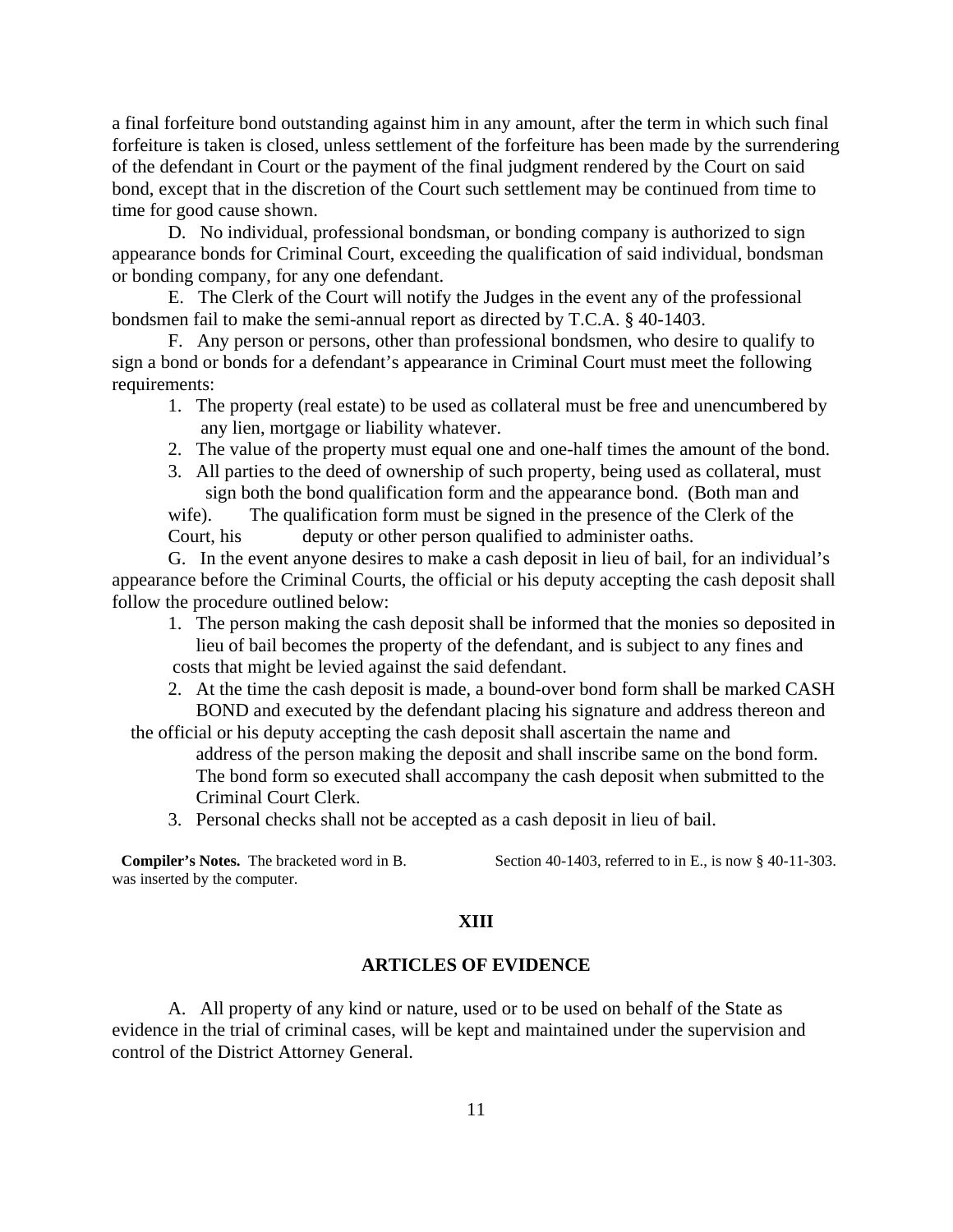a final forfeiture bond outstanding against him in any amount, after the term in which such final forfeiture is taken is closed, unless settlement of the forfeiture has been made by the surrendering of the defendant in Court or the payment of the final judgment rendered by the Court on said bond, except that in the discretion of the Court such settlement may be continued from time to time for good cause shown.

D. No individual, professional bondsman, or bonding company is authorized to sign appearance bonds for Criminal Court, exceeding the qualification of said individual, bondsman or bonding company, for any one defendant.

E. The Clerk of the Court will notify the Judges in the event any of the professional bondsmen fail to make the semi-annual report as directed by T.C.A. § 40-1403.

F. Any person or persons, other than professional bondsmen, who desire to qualify to sign a bond or bonds for a defendant's appearance in Criminal Court must meet the following requirements:

1. The property (real estate) to be used as collateral must be free and unencumbered by any lien, mortgage or liability whatever.
2. The value of the property must equal one and one-half times the amount of the bond.
3. All parties to the deed of ownership of such property, being used as collateral, must sign both the bond qualification form and the appearance bond. (Both man and wife). The qualification form must be signed in the presence of the Clerk of the Court, his deputy or other person qualified to administer oaths.

G. In the event anyone desires to make a cash deposit in lieu of bail, for an individual's appearance before the Criminal Courts, the official or his deputy accepting the cash deposit shall follow the procedure outlined below:

1. The person making the cash deposit shall be informed that the monies so deposited in lieu of bail becomes the property of the defendant, and is subject to any fines and costs that might be levied against the said defendant.
2. At the time the cash deposit is made, a bound-over bond form shall be marked CASH BOND and executed by the defendant placing his signature and address thereon and the official or his deputy accepting the cash deposit shall ascertain the name and address of the person making the deposit and shall inscribe same on the bond form. The bond form so executed shall accompany the cash deposit when submitted to the Criminal Court Clerk.
3. Personal checks shall not be accepted as a cash deposit in lieu of bail.

**Compiler's Notes.** The bracketed word in B. was inserted by the computer. Section 40-1403, referred to in E., is now § 40-11-303.

## XIII

## ARTICLES OF EVIDENCE

A. All property of any kind or nature, used or to be used on behalf of the State as evidence in the trial of criminal cases, will be kept and maintained under the supervision and control of the District Attorney General.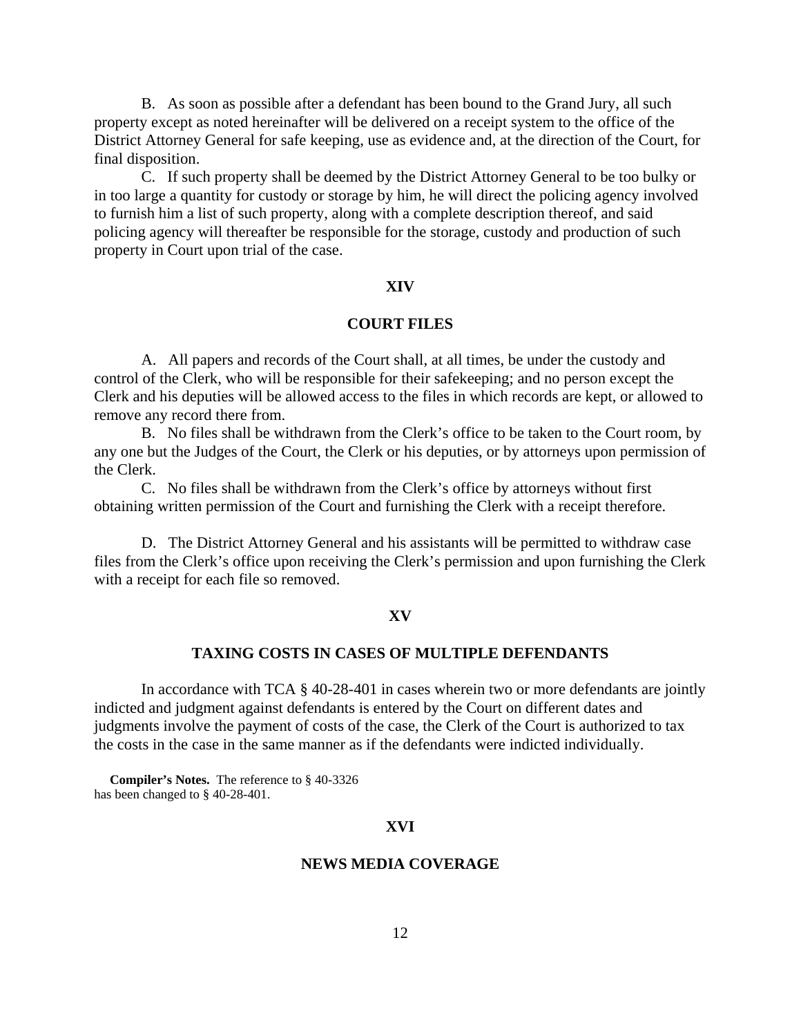B. As soon as possible after a defendant has been bound to the Grand Jury, all such property except as noted hereinafter will be delivered on a receipt system to the office of the District Attorney General for safe keeping, use as evidence and, at the direction of the Court, for final disposition.

C. If such property shall be deemed by the District Attorney General to be too bulky or in too large a quantity for custody or storage by him, he will direct the policing agency involved to furnish him a list of such property, along with a complete description thereof, and said policing agency will thereafter be responsible for the storage, custody and production of such property in Court upon trial of the case.

## XIV

## COURT FILES

A. All papers and records of the Court shall, at all times, be under the custody and control of the Clerk, who will be responsible for their safekeeping; and no person except the Clerk and his deputies will be allowed access to the files in which records are kept, or allowed to remove any record there from.

B. No files shall be withdrawn from the Clerk's office to be taken to the Court room, by any one but the Judges of the Court, the Clerk or his deputies, or by attorneys upon permission of the Clerk.

C. No files shall be withdrawn from the Clerk's office by attorneys without first obtaining written permission of the Court and furnishing the Clerk with a receipt therefore.

D. The District Attorney General and his assistants will be permitted to withdraw case files from the Clerk's office upon receiving the Clerk's permission and upon furnishing the Clerk with a receipt for each file so removed.

## XV

## TAXING COSTS IN CASES OF MULTIPLE DEFENDANTS

In accordance with TCA § 40-28-401 in cases wherein two or more defendants are jointly indicted and judgment against defendants is entered by the Court on different dates and judgments involve the payment of costs of the case, the Clerk of the Court is authorized to tax the costs in the case in the same manner as if the defendants were indicted individually.

**Compiler's Notes.** The reference to § 40-3326 has been changed to § 40-28-401.

## XVI

## NEWS MEDIA COVERAGE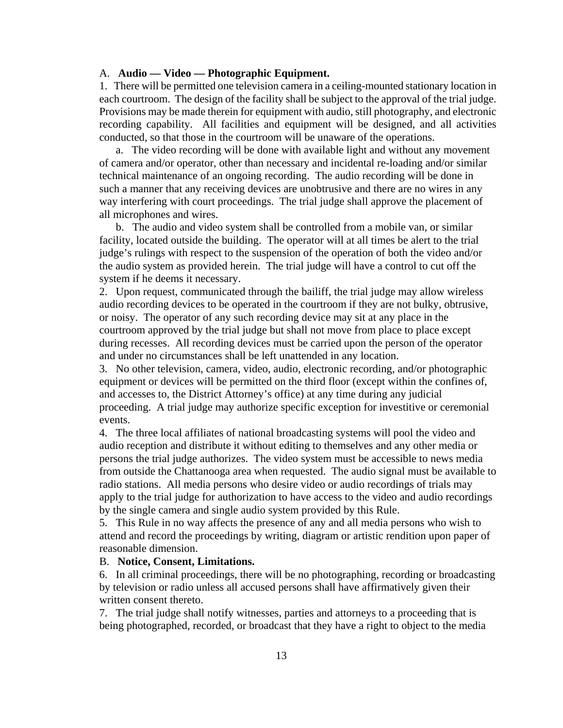A. **Audio — Video — Photographic Equipment.**

1. There will be permitted one television camera in a ceiling-mounted stationary location in each courtroom. The design of the facility shall be subject to the approval of the trial judge. Provisions may be made therein for equipment with audio, still photography, and electronic recording capability. All facilities and equipment will be designed, and all activities conducted, so that those in the courtroom will be unaware of the operations.

a. The video recording will be done with available light and without any movement of camera and/or operator, other than necessary and incidental re-loading and/or similar technical maintenance of an ongoing recording. The audio recording will be done in such a manner that any receiving devices are unobtrusive and there are no wires in any way interfering with court proceedings. The trial judge shall approve the placement of all microphones and wires.

b. The audio and video system shall be controlled from a mobile van, or similar facility, located outside the building. The operator will at all times be alert to the trial judge's rulings with respect to the suspension of the operation of both the video and/or the audio system as provided herein. The trial judge will have a control to cut off the system if he deems it necessary.

2. Upon request, communicated through the bailiff, the trial judge may allow wireless audio recording devices to be operated in the courtroom if they are not bulky, obtrusive, or noisy. The operator of any such recording device may sit at any place in the courtroom approved by the trial judge but shall not move from place to place except during recesses. All recording devices must be carried upon the person of the operator and under no circumstances shall be left unattended in any location.

3. No other television, camera, video, audio, electronic recording, and/or photographic equipment or devices will be permitted on the third floor (except within the confines of, and accesses to, the District Attorney's office) at any time during any judicial proceeding. A trial judge may authorize specific exception for investitive or ceremonial events.

4. The three local affiliates of national broadcasting systems will pool the video and audio reception and distribute it without editing to themselves and any other media or persons the trial judge authorizes. The video system must be accessible to news media from outside the Chattanooga area when requested. The audio signal must be available to radio stations. All media persons who desire video or audio recordings of trials may apply to the trial judge for authorization to have access to the video and audio recordings by the single camera and single audio system provided by this Rule.

5. This Rule in no way affects the presence of any and all media persons who wish to attend and record the proceedings by writing, diagram or artistic rendition upon paper of reasonable dimension.

B. **Notice, Consent, Limitations.**

6. In all criminal proceedings, there will be no photographing, recording or broadcasting by television or radio unless all accused persons shall have affirmatively given their written consent thereto.

7. The trial judge shall notify witnesses, parties and attorneys to a proceeding that is being photographed, recorded, or broadcast that they have a right to object to the media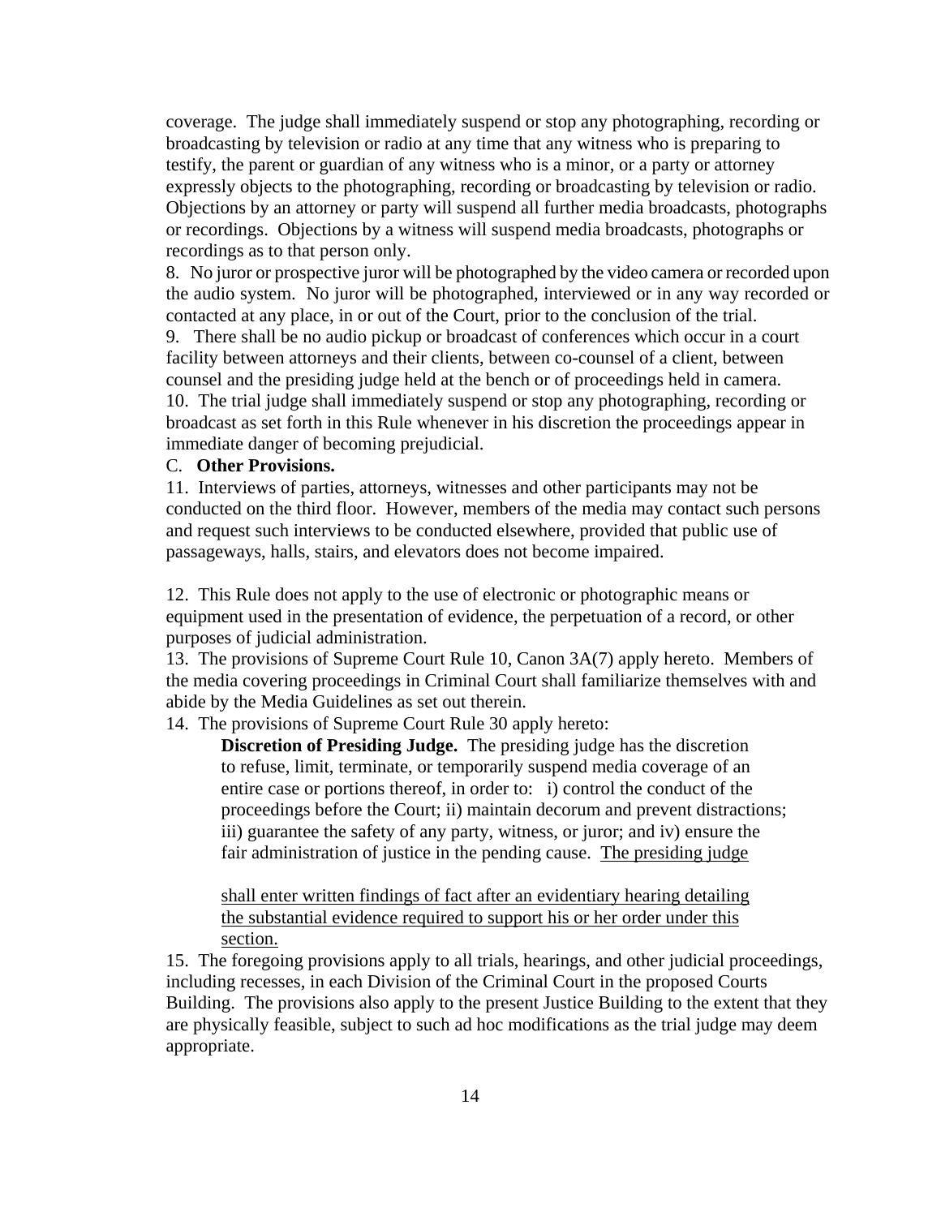coverage. The judge shall immediately suspend or stop any photographing, recording or broadcasting by television or radio at any time that any witness who is preparing to testify, the parent or guardian of any witness who is a minor, or a party or attorney expressly objects to the photographing, recording or broadcasting by television or radio. Objections by an attorney or party will suspend all further media broadcasts, photographs or recordings. Objections by a witness will suspend media broadcasts, photographs or recordings as to that person only.

8. No juror or prospective juror will be photographed by the video camera or recorded upon the audio system. No juror will be photographed, interviewed or in any way recorded or contacted at any place, in or out of the Court, prior to the conclusion of the trial.

9. There shall be no audio pickup or broadcast of conferences which occur in a court facility between attorneys and their clients, between co-counsel of a client, between counsel and the presiding judge held at the bench or of proceedings held in camera.

10. The trial judge shall immediately suspend or stop any photographing, recording or broadcast as set forth in this Rule whenever in his discretion the proceedings appear in immediate danger of becoming prejudicial.

C. **Other Provisions.**

11. Interviews of parties, attorneys, witnesses and other participants may not be conducted on the third floor. However, members of the media may contact such persons and request such interviews to be conducted elsewhere, provided that public use of passageways, halls, stairs, and elevators does not become impaired.

12. This Rule does not apply to the use of electronic or photographic means or equipment used in the presentation of evidence, the perpetuation of a record, or other purposes of judicial administration.

13. The provisions of Supreme Court Rule 10, Canon 3A(7) apply hereto. Members of the media covering proceedings in Criminal Court shall familiarize themselves with and abide by the Media Guidelines as set out therein.

14. The provisions of Supreme Court Rule 30 apply hereto:

> **Discretion of Presiding Judge.** The presiding judge has the discretion to refuse, limit, terminate, or temporarily suspend media coverage of an entire case or portions thereof, in order to: i) control the conduct of the proceedings before the Court; ii) maintain decorum and prevent distractions; iii) guarantee the safety of any party, witness, or juror; and iv) ensure the fair administration of justice in the pending cause. <u>The presiding judge shall enter written findings of fact after an evidentiary hearing detailing the substantial evidence required to support his or her order under this section.</u>

15. The foregoing provisions apply to all trials, hearings, and other judicial proceedings, including recesses, in each Division of the Criminal Court in the proposed Courts Building. The provisions also apply to the present Justice Building to the extent that they are physically feasible, subject to such ad hoc modifications as the trial judge may deem appropriate.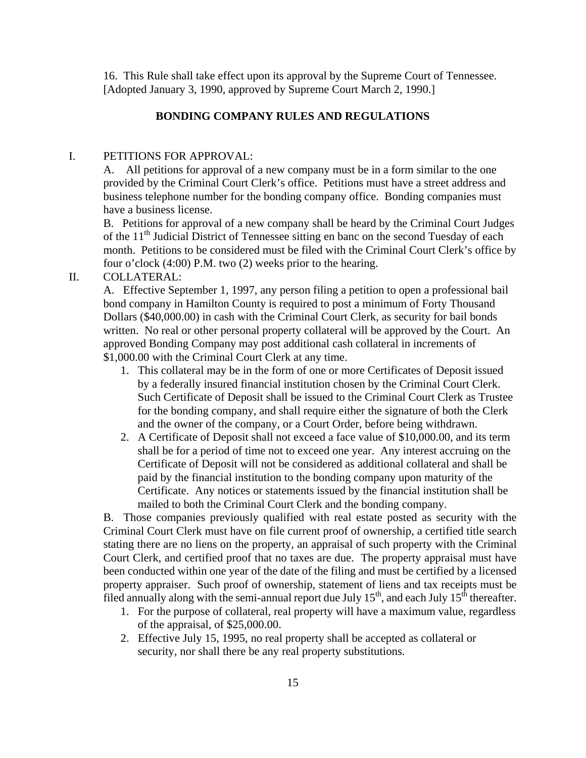16. This Rule shall take effect upon its approval by the Supreme Court of Tennessee. [Adopted January 3, 1990, approved by Supreme Court March 2, 1990.]

## BONDING COMPANY RULES AND REGULATIONS

I. PETITIONS FOR APPROVAL:

A. All petitions for approval of a new company must be in a form similar to the one provided by the Criminal Court Clerk's office. Petitions must have a street address and business telephone number for the bonding company office. Bonding companies must have a business license.

B. Petitions for approval of a new company shall be heard by the Criminal Court Judges of the 11th Judicial District of Tennessee sitting en banc on the second Tuesday of each month. Petitions to be considered must be filed with the Criminal Court Clerk's office by four o'clock (4:00) P.M. two (2) weeks prior to the hearing.

II. COLLATERAL:

A. Effective September 1, 1997, any person filing a petition to open a professional bail bond company in Hamilton County is required to post a minimum of Forty Thousand Dollars ($40,000.00) in cash with the Criminal Court Clerk, as security for bail bonds written. No real or other personal property collateral will be approved by the Court. An approved Bonding Company may post additional cash collateral in increments of $1,000.00 with the Criminal Court Clerk at any time.

1. This collateral may be in the form of one or more Certificates of Deposit issued by a federally insured financial institution chosen by the Criminal Court Clerk. Such Certificate of Deposit shall be issued to the Criminal Court Clerk as Trustee for the bonding company, and shall require either the signature of both the Clerk and the owner of the company, or a Court Order, before being withdrawn.
2. A Certificate of Deposit shall not exceed a face value of $10,000.00, and its term shall be for a period of time not to exceed one year. Any interest accruing on the Certificate of Deposit will not be considered as additional collateral and shall be paid by the financial institution to the bonding company upon maturity of the Certificate. Any notices or statements issued by the financial institution shall be mailed to both the Criminal Court Clerk and the bonding company.

B. Those companies previously qualified with real estate posted as security with the Criminal Court Clerk must have on file current proof of ownership, a certified title search stating there are no liens on the property, an appraisal of such property with the Criminal Court Clerk, and certified proof that no taxes are due. The property appraisal must have been conducted within one year of the date of the filing and must be certified by a licensed property appraiser. Such proof of ownership, statement of liens and tax receipts must be filed annually along with the semi-annual report due July 15th, and each July 15th thereafter.

1. For the purpose of collateral, real property will have a maximum value, regardless of the appraisal, of $25,000.00.
2. Effective July 15, 1995, no real property shall be accepted as collateral or security, nor shall there be any real property substitutions.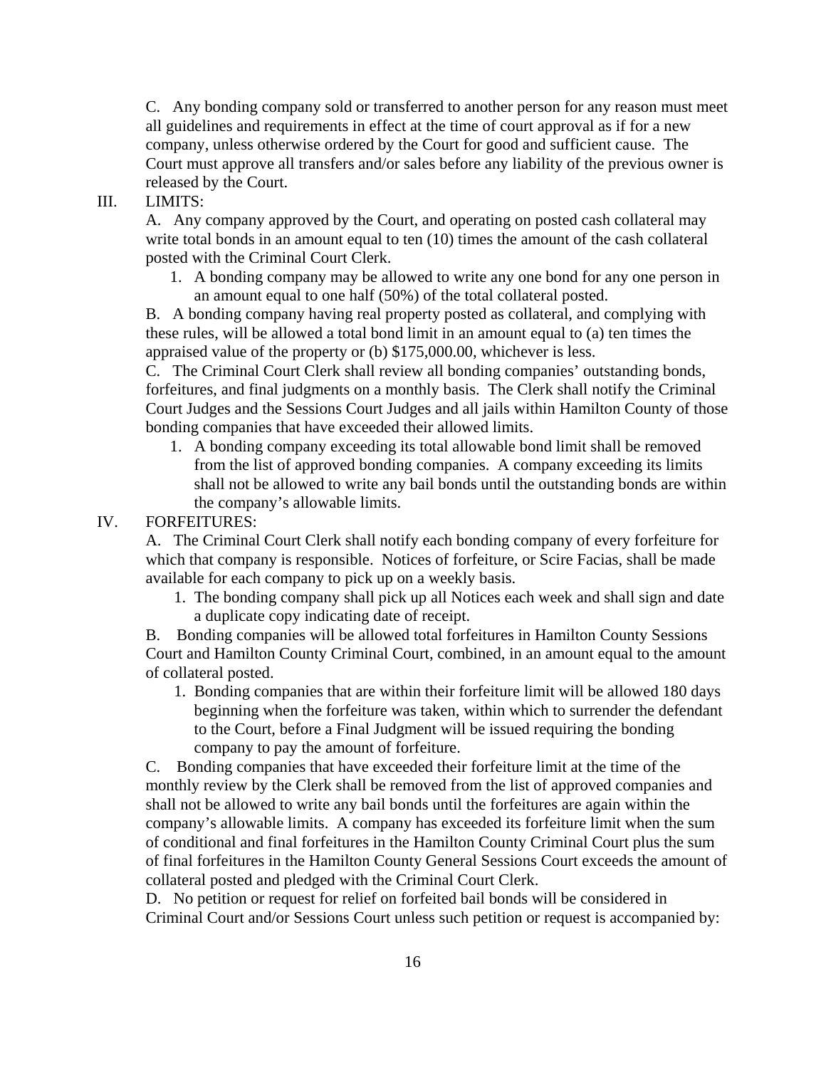C. Any bonding company sold or transferred to another person for any reason must meet all guidelines and requirements in effect at the time of court approval as if for a new company, unless otherwise ordered by the Court for good and sufficient cause. The Court must approve all transfers and/or sales before any liability of the previous owner is released by the Court.

III. LIMITS:

A. Any company approved by the Court, and operating on posted cash collateral may write total bonds in an amount equal to ten (10) times the amount of the cash collateral posted with the Criminal Court Clerk.

1. A bonding company may be allowed to write any one bond for any one person in an amount equal to one half (50%) of the total collateral posted.

B. A bonding company having real property posted as collateral, and complying with these rules, will be allowed a total bond limit in an amount equal to (a) ten times the appraised value of the property or (b) $175,000.00, whichever is less.

C. The Criminal Court Clerk shall review all bonding companies' outstanding bonds, forfeitures, and final judgments on a monthly basis. The Clerk shall notify the Criminal Court Judges and the Sessions Court Judges and all jails within Hamilton County of those bonding companies that have exceeded their allowed limits.

1. A bonding company exceeding its total allowable bond limit shall be removed from the list of approved bonding companies. A company exceeding its limits shall not be allowed to write any bail bonds until the outstanding bonds are within the company's allowable limits.

IV. FORFEITURES:

A. The Criminal Court Clerk shall notify each bonding company of every forfeiture for which that company is responsible. Notices of forfeiture, or Scire Facias, shall be made available for each company to pick up on a weekly basis.

1. The bonding company shall pick up all Notices each week and shall sign and date a duplicate copy indicating date of receipt.

B. Bonding companies will be allowed total forfeitures in Hamilton County Sessions Court and Hamilton County Criminal Court, combined, in an amount equal to the amount of collateral posted.

1. Bonding companies that are within their forfeiture limit will be allowed 180 days beginning when the forfeiture was taken, within which to surrender the defendant to the Court, before a Final Judgment will be issued requiring the bonding company to pay the amount of forfeiture.

C. Bonding companies that have exceeded their forfeiture limit at the time of the monthly review by the Clerk shall be removed from the list of approved companies and shall not be allowed to write any bail bonds until the forfeitures are again within the company's allowable limits. A company has exceeded its forfeiture limit when the sum of conditional and final forfeitures in the Hamilton County Criminal Court plus the sum of final forfeitures in the Hamilton County General Sessions Court exceeds the amount of collateral posted and pledged with the Criminal Court Clerk.

D. No petition or request for relief on forfeited bail bonds will be considered in Criminal Court and/or Sessions Court unless such petition or request is accompanied by: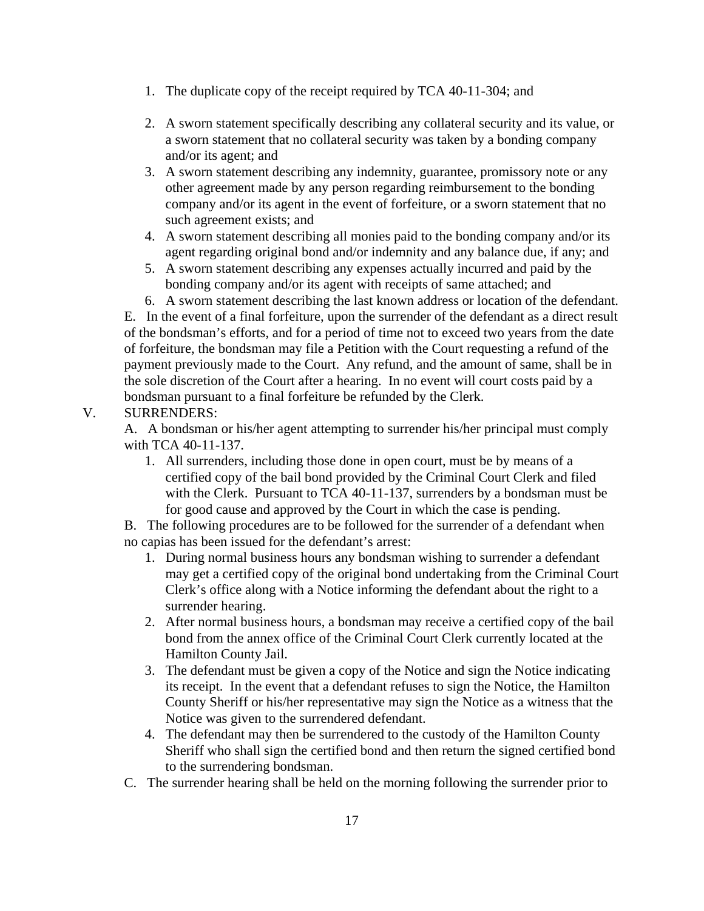1. The duplicate copy of the receipt required by TCA 40-11-304; and
2. A sworn statement specifically describing any collateral security and its value, or a sworn statement that no collateral security was taken by a bonding company and/or its agent; and
3. A sworn statement describing any indemnity, guarantee, promissory note or any other agreement made by any person regarding reimbursement to the bonding company and/or its agent in the event of forfeiture, or a sworn statement that no such agreement exists; and
4. A sworn statement describing all monies paid to the bonding company and/or its agent regarding original bond and/or indemnity and any balance due, if any; and
5. A sworn statement describing any expenses actually incurred and paid by the bonding company and/or its agent with receipts of same attached; and
6. A sworn statement describing the last known address or location of the defendant.

E. In the event of a final forfeiture, upon the surrender of the defendant as a direct result of the bondsman's efforts, and for a period of time not to exceed two years from the date of forfeiture, the bondsman may file a Petition with the Court requesting a refund of the payment previously made to the Court. Any refund, and the amount of same, shall be in the sole discretion of the Court after a hearing. In no event will court costs paid by a bondsman pursuant to a final forfeiture be refunded by the Clerk.

V. SURRENDERS:

A. A bondsman or his/her agent attempting to surrender his/her principal must comply with TCA 40-11-137.

1. All surrenders, including those done in open court, must be by means of a certified copy of the bail bond provided by the Criminal Court Clerk and filed with the Clerk. Pursuant to TCA 40-11-137, surrenders by a bondsman must be for good cause and approved by the Court in which the case is pending.

B. The following procedures are to be followed for the surrender of a defendant when no capias has been issued for the defendant's arrest:

1. During normal business hours any bondsman wishing to surrender a defendant may get a certified copy of the original bond undertaking from the Criminal Court Clerk's office along with a Notice informing the defendant about the right to a surrender hearing.
2. After normal business hours, a bondsman may receive a certified copy of the bail bond from the annex office of the Criminal Court Clerk currently located at the Hamilton County Jail.
3. The defendant must be given a copy of the Notice and sign the Notice indicating its receipt. In the event that a defendant refuses to sign the Notice, the Hamilton County Sheriff or his/her representative may sign the Notice as a witness that the Notice was given to the surrendered defendant.
4. The defendant may then be surrendered to the custody of the Hamilton County Sheriff who shall sign the certified bond and then return the signed certified bond to the surrendering bondsman.

C. The surrender hearing shall be held on the morning following the surrender prior to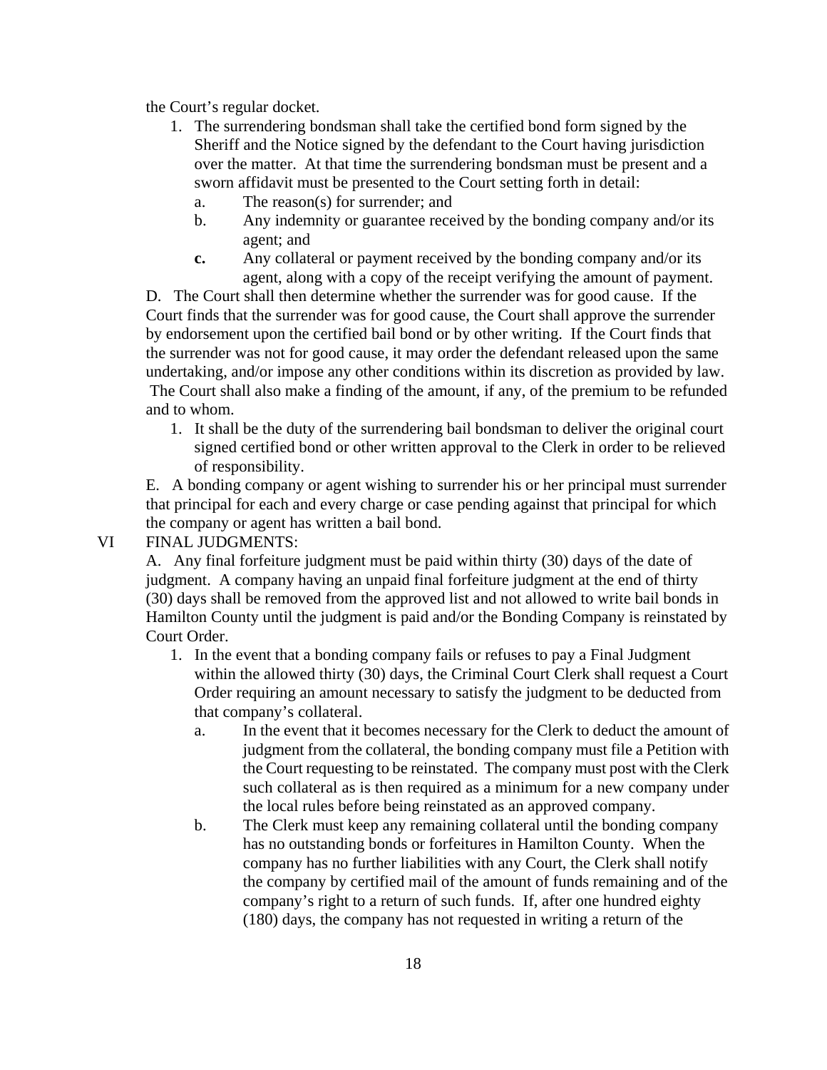the Court's regular docket.

1. The surrendering bondsman shall take the certified bond form signed by the Sheriff and the Notice signed by the defendant to the Court having jurisdiction over the matter. At that time the surrendering bondsman must be present and a sworn affidavit must be presented to the Court setting forth in detail:
   - a. The reason(s) for surrender; and
   - b. Any indemnity or guarantee received by the bonding company and/or its agent; and
   - **c.** Any collateral or payment received by the bonding company and/or its agent, along with a copy of the receipt verifying the amount of payment.

D. The Court shall then determine whether the surrender was for good cause. If the Court finds that the surrender was for good cause, the Court shall approve the surrender by endorsement upon the certified bail bond or by other writing. If the Court finds that the surrender was not for good cause, it may order the defendant released upon the same undertaking, and/or impose any other conditions within its discretion as provided by law. The Court shall also make a finding of the amount, if any, of the premium to be refunded and to whom.

1. It shall be the duty of the surrendering bail bondsman to deliver the original court signed certified bond or other written approval to the Clerk in order to be relieved of responsibility.

E. A bonding company or agent wishing to surrender his or her principal must surrender that principal for each and every charge or case pending against that principal for which the company or agent has written a bail bond.

VI FINAL JUDGMENTS:

A. Any final forfeiture judgment must be paid within thirty (30) days of the date of judgment. A company having an unpaid final forfeiture judgment at the end of thirty (30) days shall be removed from the approved list and not allowed to write bail bonds in Hamilton County until the judgment is paid and/or the Bonding Company is reinstated by Court Order.

1. In the event that a bonding company fails or refuses to pay a Final Judgment within the allowed thirty (30) days, the Criminal Court Clerk shall request a Court Order requiring an amount necessary to satisfy the judgment to be deducted from that company's collateral.
   - a. In the event that it becomes necessary for the Clerk to deduct the amount of judgment from the collateral, the bonding company must file a Petition with the Court requesting to be reinstated. The company must post with the Clerk such collateral as is then required as a minimum for a new company under the local rules before being reinstated as an approved company.
   - b. The Clerk must keep any remaining collateral until the bonding company has no outstanding bonds or forfeitures in Hamilton County. When the company has no further liabilities with any Court, the Clerk shall notify the company by certified mail of the amount of funds remaining and of the company's right to a return of such funds. If, after one hundred eighty (180) days, the company has not requested in writing a return of the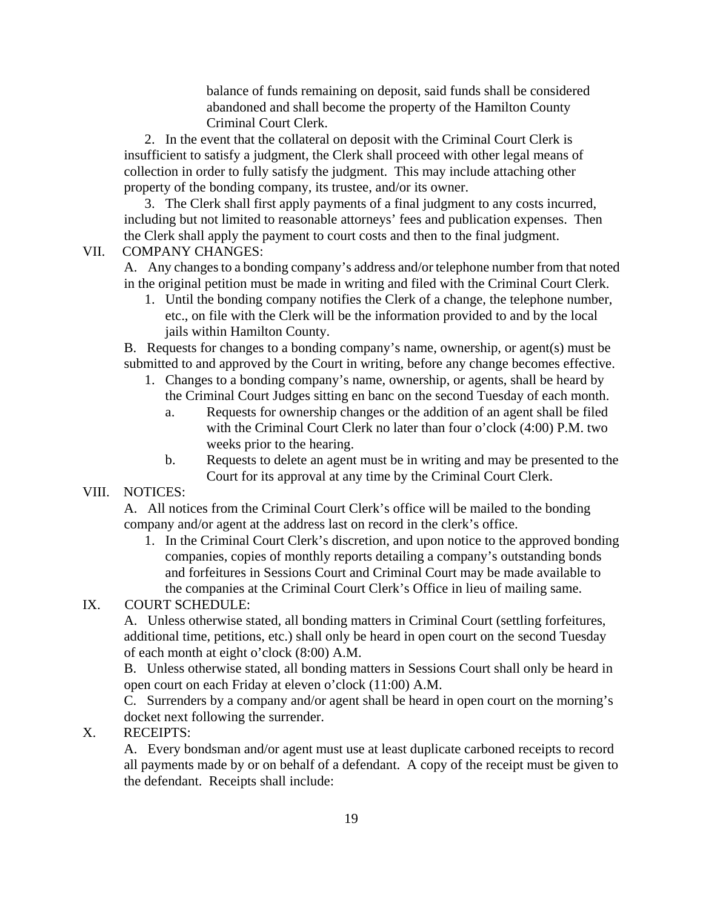balance of funds remaining on deposit, said funds shall be considered abandoned and shall become the property of the Hamilton County Criminal Court Clerk.

2. In the event that the collateral on deposit with the Criminal Court Clerk is insufficient to satisfy a judgment, the Clerk shall proceed with other legal means of collection in order to fully satisfy the judgment. This may include attaching other property of the bonding company, its trustee, and/or its owner.

3. The Clerk shall first apply payments of a final judgment to any costs incurred, including but not limited to reasonable attorneys' fees and publication expenses. Then the Clerk shall apply the payment to court costs and then to the final judgment.

VII. COMPANY CHANGES:

A. Any changes to a bonding company's address and/or telephone number from that noted in the original petition must be made in writing and filed with the Criminal Court Clerk.

1. Until the bonding company notifies the Clerk of a change, the telephone number, etc., on file with the Clerk will be the information provided to and by the local jails within Hamilton County.

B. Requests for changes to a bonding company's name, ownership, or agent(s) must be submitted to and approved by the Court in writing, before any change becomes effective.

1. Changes to a bonding company's name, ownership, or agents, shall be heard by the Criminal Court Judges sitting en banc on the second Tuesday of each month.
   a. Requests for ownership changes or the addition of an agent shall be filed with the Criminal Court Clerk no later than four o'clock (4:00) P.M. two weeks prior to the hearing.
   b. Requests to delete an agent must be in writing and may be presented to the Court for its approval at any time by the Criminal Court Clerk.

VIII. NOTICES:

A. All notices from the Criminal Court Clerk's office will be mailed to the bonding company and/or agent at the address last on record in the clerk's office.

1. In the Criminal Court Clerk's discretion, and upon notice to the approved bonding companies, copies of monthly reports detailing a company's outstanding bonds and forfeitures in Sessions Court and Criminal Court may be made available to the companies at the Criminal Court Clerk's Office in lieu of mailing same.

IX. COURT SCHEDULE:

A. Unless otherwise stated, all bonding matters in Criminal Court (settling forfeitures, additional time, petitions, etc.) shall only be heard in open court on the second Tuesday of each month at eight o'clock (8:00) A.M.

B. Unless otherwise stated, all bonding matters in Sessions Court shall only be heard in open court on each Friday at eleven o'clock (11:00) A.M.

C. Surrenders by a company and/or agent shall be heard in open court on the morning's docket next following the surrender.

X. RECEIPTS:

A. Every bondsman and/or agent must use at least duplicate carboned receipts to record all payments made by or on behalf of a defendant. A copy of the receipt must be given to the defendant. Receipts shall include: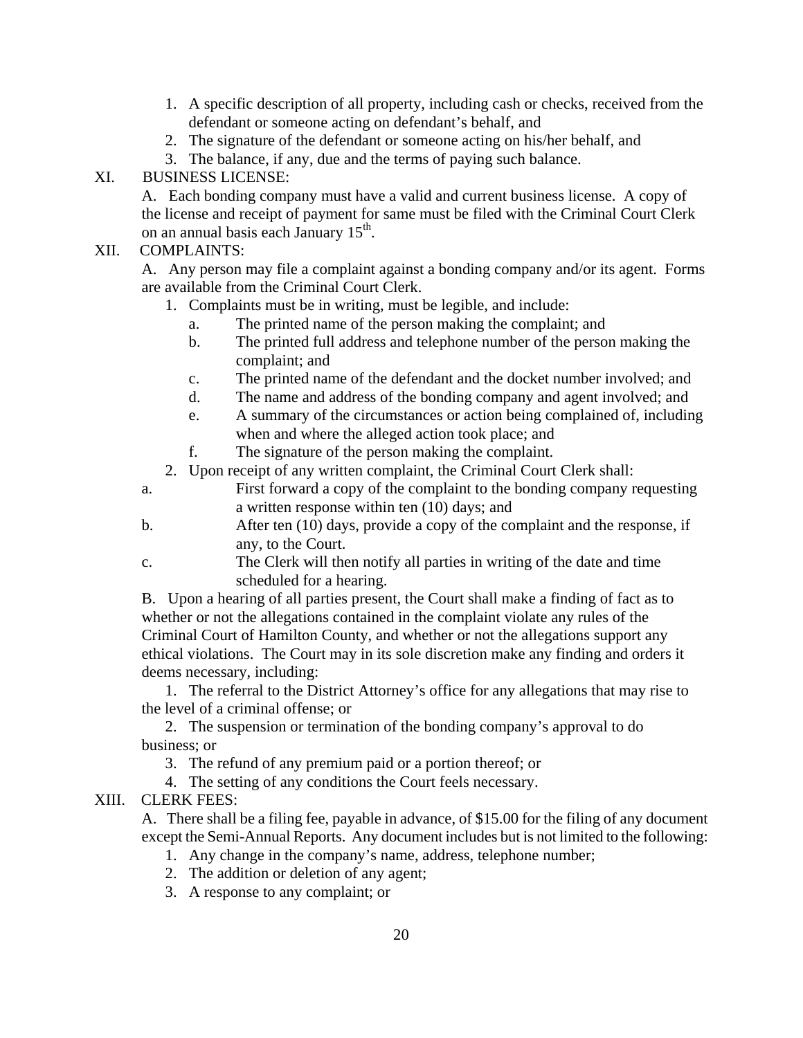1. A specific description of all property, including cash or checks, received from the defendant or someone acting on defendant's behalf, and
2. The signature of the defendant or someone acting on his/her behalf, and
3. The balance, if any, due and the terms of paying such balance.

XI. BUSINESS LICENSE:

A. Each bonding company must have a valid and current business license. A copy of the license and receipt of payment for same must be filed with the Criminal Court Clerk on an annual basis each January 15th.

XII. COMPLAINTS:

A. Any person may file a complaint against a bonding company and/or its agent. Forms are available from the Criminal Court Clerk.

1. Complaints must be in writing, must be legible, and include:
   a. The printed name of the person making the complaint; and
   b. The printed full address and telephone number of the person making the complaint; and
   c. The printed name of the defendant and the docket number involved; and
   d. The name and address of the bonding company and agent involved; and
   e. A summary of the circumstances or action being complained of, including when and where the alleged action took place; and
   f. The signature of the person making the complaint.
2. Upon receipt of any written complaint, the Criminal Court Clerk shall:
   a. First forward a copy of the complaint to the bonding company requesting a written response within ten (10) days; and
   b. After ten (10) days, provide a copy of the complaint and the response, if any, to the Court.
   c. The Clerk will then notify all parties in writing of the date and time scheduled for a hearing.

B. Upon a hearing of all parties present, the Court shall make a finding of fact as to whether or not the allegations contained in the complaint violate any rules of the Criminal Court of Hamilton County, and whether or not the allegations support any ethical violations. The Court may in its sole discretion make any finding and orders it deems necessary, including:

1. The referral to the District Attorney's office for any allegations that may rise to the level of a criminal offense; or
2. The suspension or termination of the bonding company's approval to do business; or
3. The refund of any premium paid or a portion thereof; or
4. The setting of any conditions the Court feels necessary.

XIII. CLERK FEES:

A. There shall be a filing fee, payable in advance, of $15.00 for the filing of any document except the Semi-Annual Reports. Any document includes but is not limited to the following:

1. Any change in the company's name, address, telephone number;
2. The addition or deletion of any agent;
3. A response to any complaint; or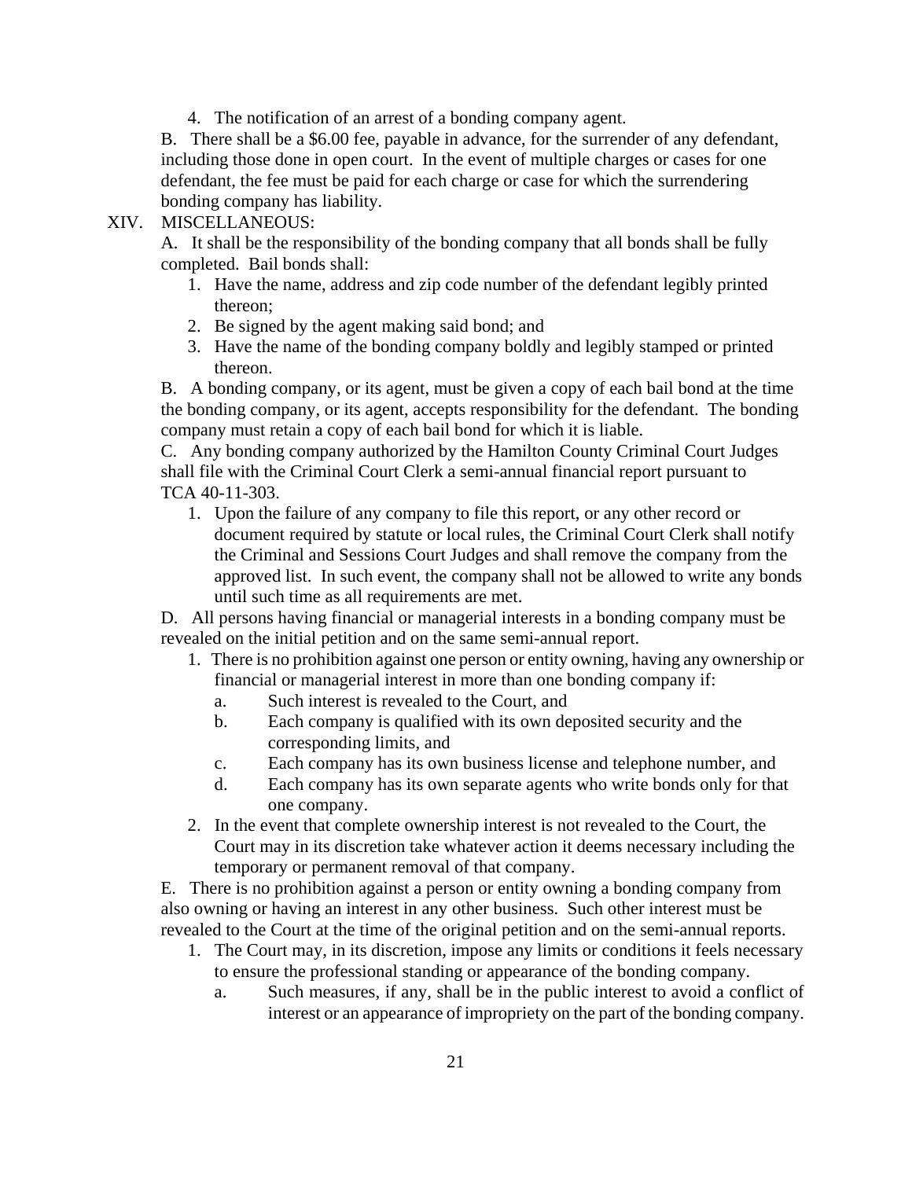4. The notification of an arrest of a bonding company agent.

B. There shall be a $6.00 fee, payable in advance, for the surrender of any defendant, including those done in open court. In the event of multiple charges or cases for one defendant, the fee must be paid for each charge or case for which the surrendering bonding company has liability.

XIV. MISCELLANEOUS:

A. It shall be the responsibility of the bonding company that all bonds shall be fully completed. Bail bonds shall:

1. Have the name, address and zip code number of the defendant legibly printed thereon;
2. Be signed by the agent making said bond; and
3. Have the name of the bonding company boldly and legibly stamped or printed thereon.

B. A bonding company, or its agent, must be given a copy of each bail bond at the time the bonding company, or its agent, accepts responsibility for the defendant. The bonding company must retain a copy of each bail bond for which it is liable.

C. Any bonding company authorized by the Hamilton County Criminal Court Judges shall file with the Criminal Court Clerk a semi-annual financial report pursuant to TCA 40-11-303.

1. Upon the failure of any company to file this report, or any other record or document required by statute or local rules, the Criminal Court Clerk shall notify the Criminal and Sessions Court Judges and shall remove the company from the approved list. In such event, the company shall not be allowed to write any bonds until such time as all requirements are met.

D. All persons having financial or managerial interests in a bonding company must be revealed on the initial petition and on the same semi-annual report.

1. There is no prohibition against one person or entity owning, having any ownership or financial or managerial interest in more than one bonding company if:
   a. Such interest is revealed to the Court, and
   b. Each company is qualified with its own deposited security and the corresponding limits, and
   c. Each company has its own business license and telephone number, and
   d. Each company has its own separate agents who write bonds only for that one company.
2. In the event that complete ownership interest is not revealed to the Court, the Court may in its discretion take whatever action it deems necessary including the temporary or permanent removal of that company.

E. There is no prohibition against a person or entity owning a bonding company from also owning or having an interest in any other business. Such other interest must be revealed to the Court at the time of the original petition and on the semi-annual reports.

1. The Court may, in its discretion, impose any limits or conditions it feels necessary to ensure the professional standing or appearance of the bonding company.
   a. Such measures, if any, shall be in the public interest to avoid a conflict of interest or an appearance of impropriety on the part of the bonding company.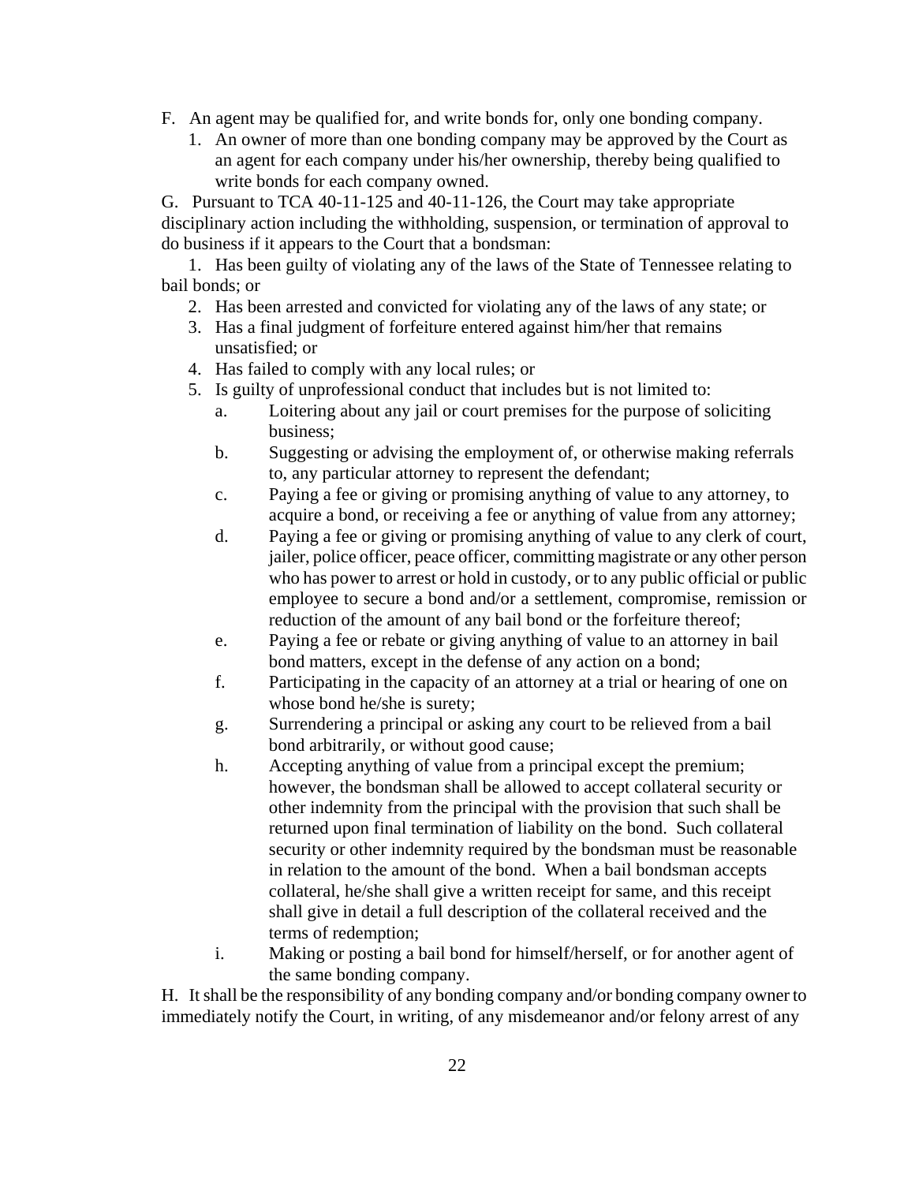F. An agent may be qualified for, and write bonds for, only one bonding company.

1. An owner of more than one bonding company may be approved by the Court as an agent for each company under his/her ownership, thereby being qualified to write bonds for each company owned.

G. Pursuant to TCA 40-11-125 and 40-11-126, the Court may take appropriate disciplinary action including the withholding, suspension, or termination of approval to do business if it appears to the Court that a bondsman:

1. Has been guilty of violating any of the laws of the State of Tennessee relating to bail bonds; or
2. Has been arrested and convicted for violating any of the laws of any state; or
3. Has a final judgment of forfeiture entered against him/her that remains unsatisfied; or
4. Has failed to comply with any local rules; or
5. Is guilty of unprofessional conduct that includes but is not limited to:
   a. Loitering about any jail or court premises for the purpose of soliciting business;
   b. Suggesting or advising the employment of, or otherwise making referrals to, any particular attorney to represent the defendant;
   c. Paying a fee or giving or promising anything of value to any attorney, to acquire a bond, or receiving a fee or anything of value from any attorney;
   d. Paying a fee or giving or promising anything of value to any clerk of court, jailer, police officer, peace officer, committing magistrate or any other person who has power to arrest or hold in custody, or to any public official or public employee to secure a bond and/or a settlement, compromise, remission or reduction of the amount of any bail bond or the forfeiture thereof;
   e. Paying a fee or rebate or giving anything of value to an attorney in bail bond matters, except in the defense of any action on a bond;
   f. Participating in the capacity of an attorney at a trial or hearing of one on whose bond he/she is surety;
   g. Surrendering a principal or asking any court to be relieved from a bail bond arbitrarily, or without good cause;
   h. Accepting anything of value from a principal except the premium; however, the bondsman shall be allowed to accept collateral security or other indemnity from the principal with the provision that such shall be returned upon final termination of liability on the bond. Such collateral security or other indemnity required by the bondsman must be reasonable in relation to the amount of the bond. When a bail bondsman accepts collateral, he/she shall give a written receipt for same, and this receipt shall give in detail a full description of the collateral received and the terms of redemption;
   i. Making or posting a bail bond for himself/herself, or for another agent of the same bonding company.

H. It shall be the responsibility of any bonding company and/or bonding company owner to immediately notify the Court, in writing, of any misdemeanor and/or felony arrest of any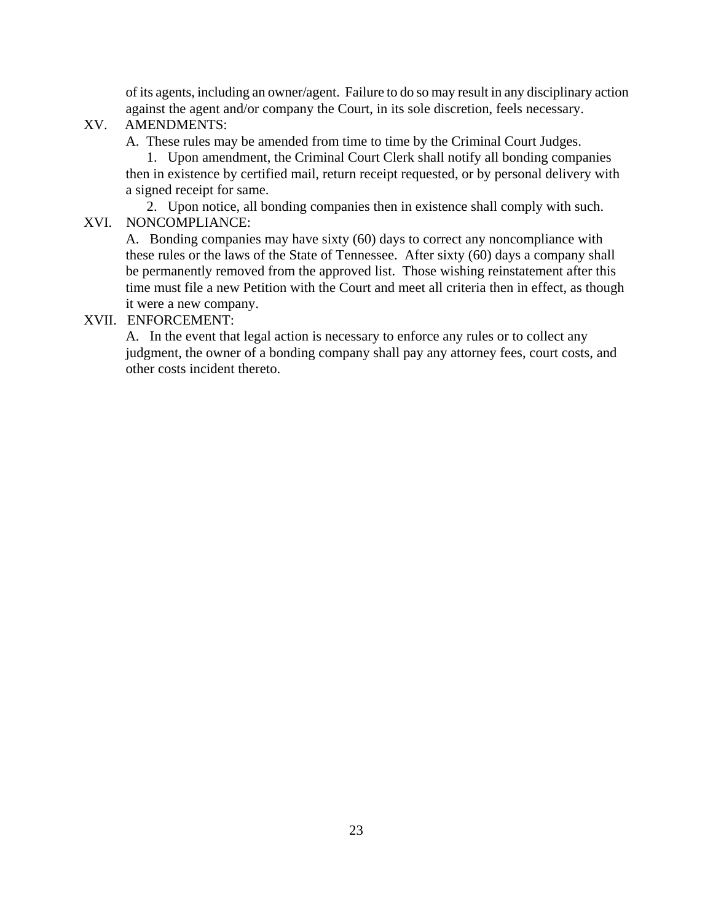of its agents, including an owner/agent. Failure to do so may result in any disciplinary action against the agent and/or company the Court, in its sole discretion, feels necessary.

XV. AMENDMENTS:

A. These rules may be amended from time to time by the Criminal Court Judges.

1. Upon amendment, the Criminal Court Clerk shall notify all bonding companies then in existence by certified mail, return receipt requested, or by personal delivery with a signed receipt for same.

2. Upon notice, all bonding companies then in existence shall comply with such.

XVI. NONCOMPLIANCE:

A. Bonding companies may have sixty (60) days to correct any noncompliance with these rules or the laws of the State of Tennessee. After sixty (60) days a company shall be permanently removed from the approved list. Those wishing reinstatement after this time must file a new Petition with the Court and meet all criteria then in effect, as though it were a new company.

XVII. ENFORCEMENT:

A. In the event that legal action is necessary to enforce any rules or to collect any judgment, the owner of a bonding company shall pay any attorney fees, court costs, and other costs incident thereto.